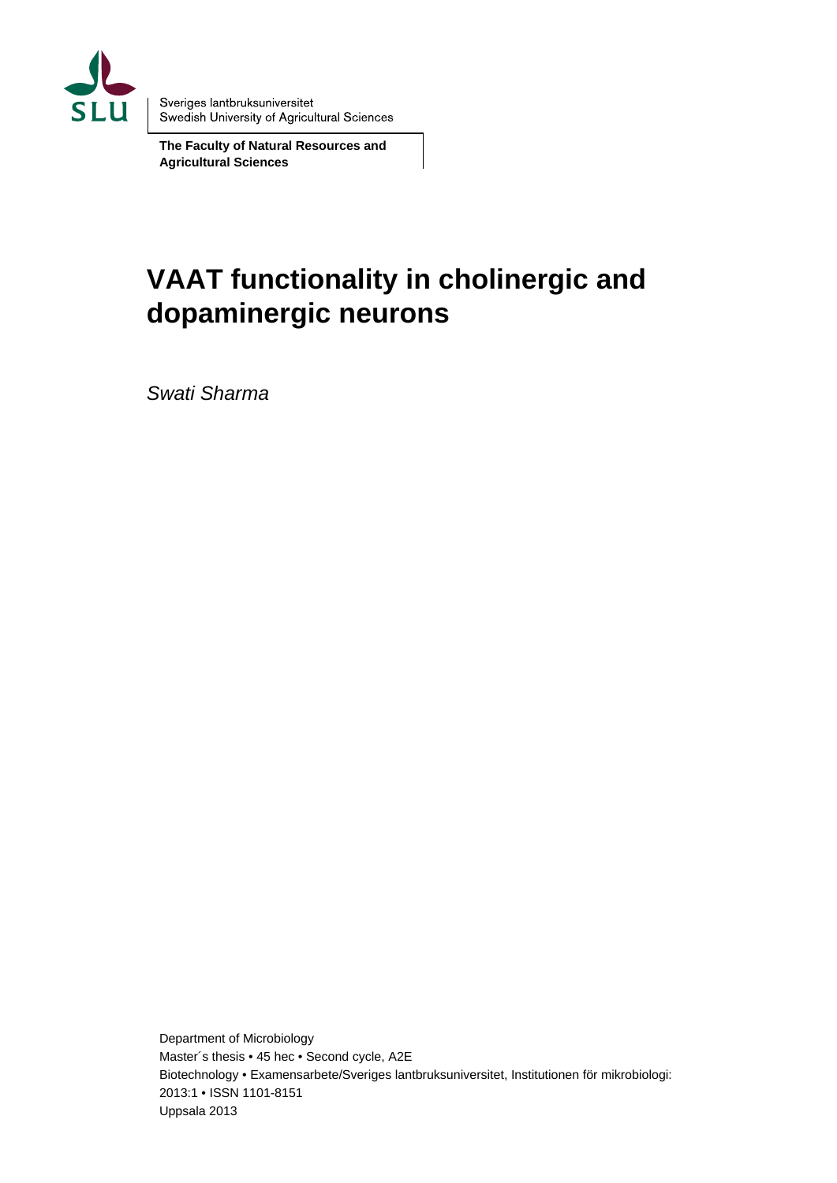Sveriges lantbruksuniversitet
Swedish University of Agricultural Sciences

**The Faculty of Natural Resources and Agricultural Sciences**

# VAAT functionality in cholinergic and dopaminergic neurons

*Swati Sharma*

Department of Microbiology
Master´s thesis • 45 hec • Second cycle, A2E
Biotechnology • Examensarbete/Sveriges lantbruksuniversitet, Institutionen för mikrobiologi: 2013:1 • ISSN 1101-8151
Uppsala 2013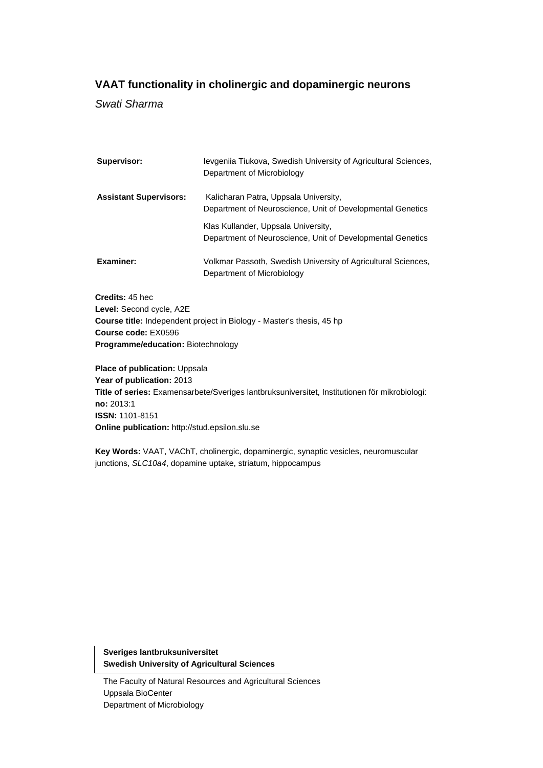# VAAT functionality in cholinergic and dopaminergic neurons

*Swati Sharma*

| | |
|---|---|
| **Supervisor:** | Ievgeniia Tiukova, Swedish University of Agricultural Sciences, Department of Microbiology |
| **Assistant Supervisors:** | Kalicharan Patra, Uppsala University, Department of Neuroscience, Unit of Developmental Genetics |
| | Klas Kullander, Uppsala University, Department of Neuroscience, Unit of Developmental Genetics |
| **Examiner:** | Volkmar Passoth, Swedish University of Agricultural Sciences, Department of Microbiology |

**Credits:** 45 hec  
**Level:** Second cycle, A2E  
**Course title:** Independent project in Biology - Master's thesis, 45 hp  
**Course code:** EX0596  
**Programme/education:** Biotechnology

**Place of publication:** Uppsala  
**Year of publication:** 2013  
**Title of series:** Examensarbete/Sveriges lantbruksuniversitet, Institutionen för mikrobiologi:  
**no:** 2013:1  
**ISSN:** 1101-8151  
**Online publication:** http://stud.epsilon.slu.se

**Key Words:** VAAT, VAChT, cholinergic, dopaminergic, synaptic vesicles, neuromuscular junctions, *SLC10a4*, dopamine uptake, striatum, hippocampus

**Sveriges lantbruksuniversitet**  
**Swedish University of Agricultural Sciences**

The Faculty of Natural Resources and Agricultural Sciences  
Uppsala BioCenter  
Department of Microbiology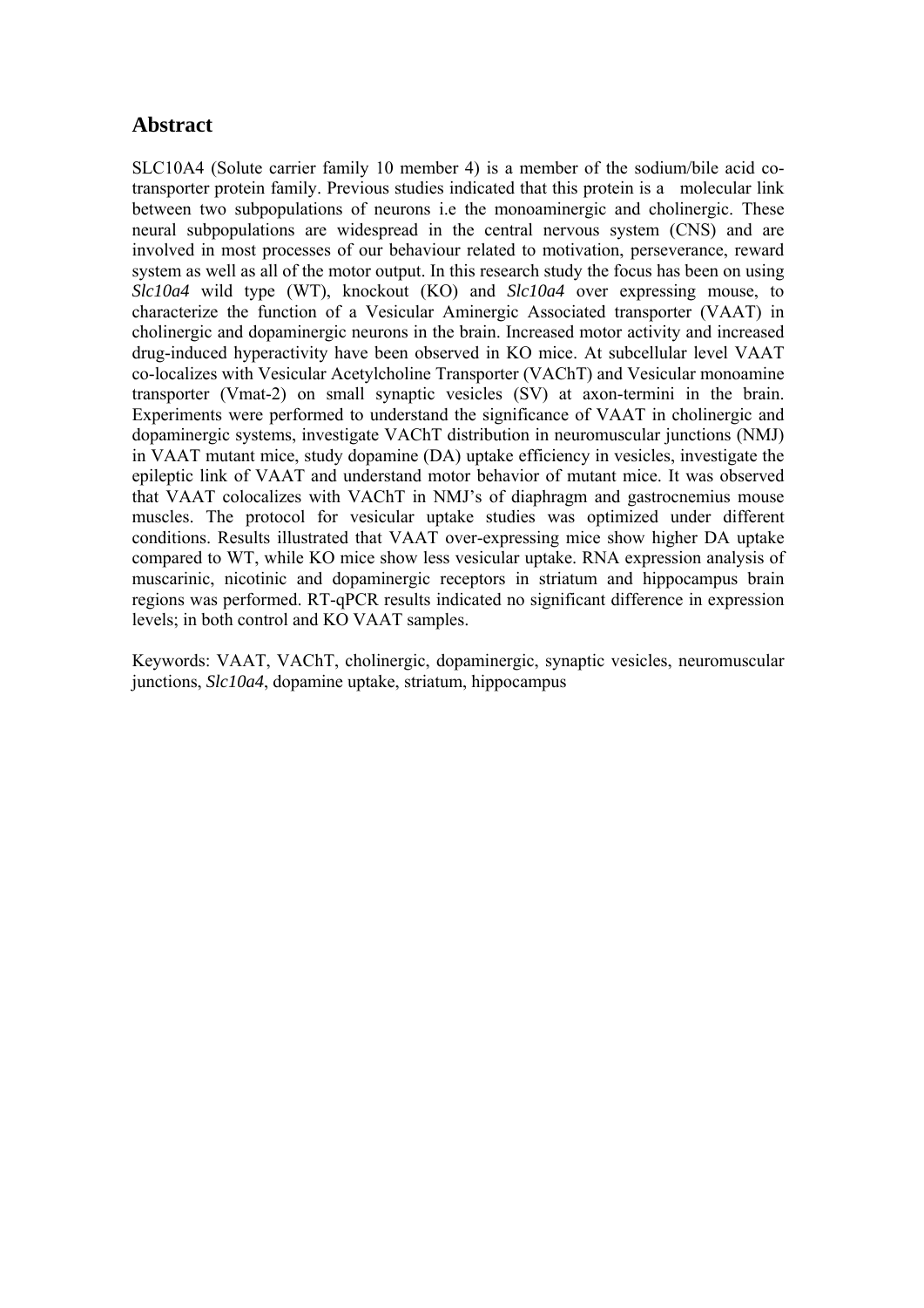## Abstract

SLC10A4 (Solute carrier family 10 member 4) is a member of the sodium/bile acid co-transporter protein family. Previous studies indicated that this protein is a molecular link between two subpopulations of neurons i.e the monoaminergic and cholinergic. These neural subpopulations are widespread in the central nervous system (CNS) and are involved in most processes of our behaviour related to motivation, perseverance, reward system as well as all of the motor output. In this research study the focus has been on using *Slc10a4* wild type (WT), knockout (KO) and *Slc10a4* over expressing mouse, to characterize the function of a Vesicular Aminergic Associated transporter (VAAT) in cholinergic and dopaminergic neurons in the brain. Increased motor activity and increased drug-induced hyperactivity have been observed in KO mice. At subcellular level VAAT co-localizes with Vesicular Acetylcholine Transporter (VAChT) and Vesicular monoamine transporter (Vmat-2) on small synaptic vesicles (SV) at axon-termini in the brain. Experiments were performed to understand the significance of VAAT in cholinergic and dopaminergic systems, investigate VAChT distribution in neuromuscular junctions (NMJ) in VAAT mutant mice, study dopamine (DA) uptake efficiency in vesicles, investigate the epileptic link of VAAT and understand motor behavior of mutant mice. It was observed that VAAT colocalizes with VAChT in NMJ's of diaphragm and gastrocnemius mouse muscles. The protocol for vesicular uptake studies was optimized under different conditions. Results illustrated that VAAT over-expressing mice show higher DA uptake compared to WT, while KO mice show less vesicular uptake. RNA expression analysis of muscarinic, nicotinic and dopaminergic receptors in striatum and hippocampus brain regions was performed. RT-qPCR results indicated no significant difference in expression levels; in both control and KO VAAT samples.

Keywords: VAAT, VAChT, cholinergic, dopaminergic, synaptic vesicles, neuromuscular junctions, *Slc10a4*, dopamine uptake, striatum, hippocampus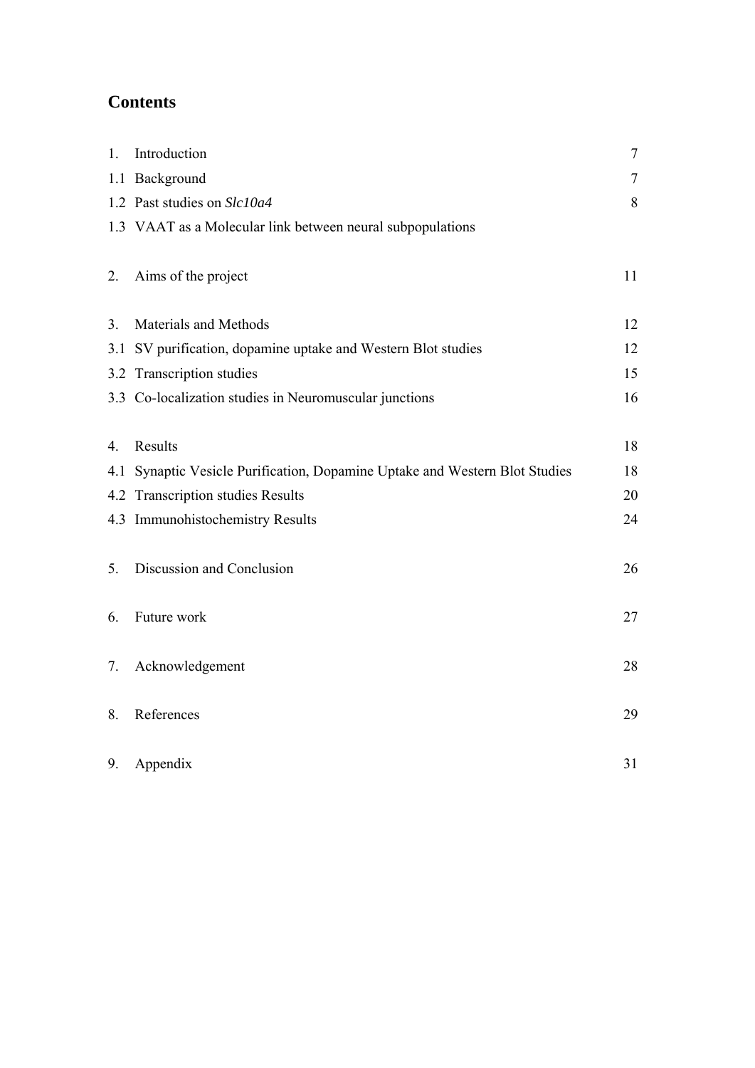# Contents

| | | |
|---|---|---|
| 1. | Introduction | 7 |
| 1.1 | Background | 7 |
| 1.2 | Past studies on *Slc10a4* | 8 |
| 1.3 | VAAT as a Molecular link between neural subpopulations | |
| 2. | Aims of the project | 11 |
| 3. | Materials and Methods | 12 |
| 3.1 | SV purification, dopamine uptake and Western Blot studies | 12 |
| 3.2 | Transcription studies | 15 |
| 3.3 | Co-localization studies in Neuromuscular junctions | 16 |
| 4. | Results | 18 |
| 4.1 | Synaptic Vesicle Purification, Dopamine Uptake and Western Blot Studies | 18 |
| 4.2 | Transcription studies Results | 20 |
| 4.3 | Immunohistochemistry Results | 24 |
| 5. | Discussion and Conclusion | 26 |
| 6. | Future work | 27 |
| 7. | Acknowledgement | 28 |
| 8. | References | 29 |
| 9. | Appendix | 31 |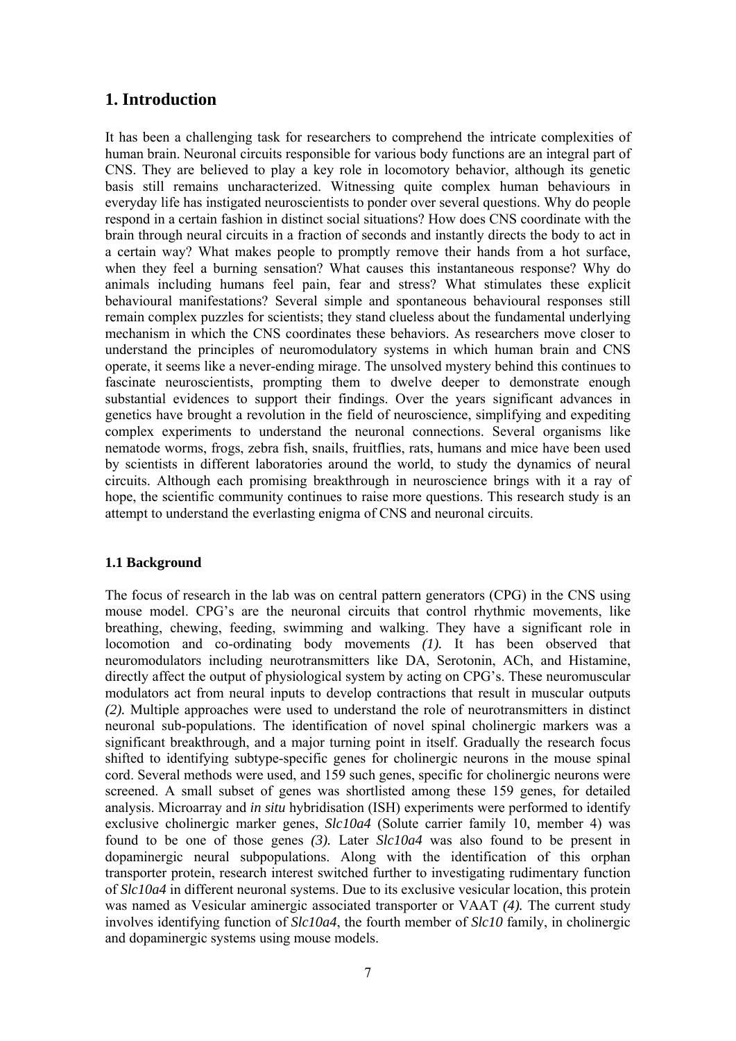# 1. Introduction

It has been a challenging task for researchers to comprehend the intricate complexities of human brain. Neuronal circuits responsible for various body functions are an integral part of CNS. They are believed to play a key role in locomotory behavior, although its genetic basis still remains uncharacterized. Witnessing quite complex human behaviours in everyday life has instigated neuroscientists to ponder over several questions. Why do people respond in a certain fashion in distinct social situations? How does CNS coordinate with the brain through neural circuits in a fraction of seconds and instantly directs the body to act in a certain way? What makes people to promptly remove their hands from a hot surface, when they feel a burning sensation? What causes this instantaneous response? Why do animals including humans feel pain, fear and stress? What stimulates these explicit behavioural manifestations? Several simple and spontaneous behavioural responses still remain complex puzzles for scientists; they stand clueless about the fundamental underlying mechanism in which the CNS coordinates these behaviors. As researchers move closer to understand the principles of neuromodulatory systems in which human brain and CNS operate, it seems like a never-ending mirage. The unsolved mystery behind this continues to fascinate neuroscientists, prompting them to dwelve deeper to demonstrate enough substantial evidences to support their findings. Over the years significant advances in genetics have brought a revolution in the field of neuroscience, simplifying and expediting complex experiments to understand the neuronal connections. Several organisms like nematode worms, frogs, zebra fish, snails, fruitflies, rats, humans and mice have been used by scientists in different laboratories around the world, to study the dynamics of neural circuits. Although each promising breakthrough in neuroscience brings with it a ray of hope, the scientific community continues to raise more questions. This research study is an attempt to understand the everlasting enigma of CNS and neuronal circuits.

### 1.1 Background

The focus of research in the lab was on central pattern generators (CPG) in the CNS using mouse model. CPG's are the neuronal circuits that control rhythmic movements, like breathing, chewing, feeding, swimming and walking. They have a significant role in locomotion and co-ordinating body movements *(1).* It has been observed that neuromodulators including neurotransmitters like DA, Serotonin, ACh, and Histamine, directly affect the output of physiological system by acting on CPG's. These neuromuscular modulators act from neural inputs to develop contractions that result in muscular outputs *(2).* Multiple approaches were used to understand the role of neurotransmitters in distinct neuronal sub-populations. The identification of novel spinal cholinergic markers was a significant breakthrough, and a major turning point in itself. Gradually the research focus shifted to identifying subtype-specific genes for cholinergic neurons in the mouse spinal cord. Several methods were used, and 159 such genes, specific for cholinergic neurons were screened. A small subset of genes was shortlisted among these 159 genes, for detailed analysis. Microarray and *in situ* hybridisation (ISH) experiments were performed to identify exclusive cholinergic marker genes, *Slc10a4* (Solute carrier family 10, member 4) was found to be one of those genes *(3).* Later *Slc10a4* was also found to be present in dopaminergic neural subpopulations. Along with the identification of this orphan transporter protein, research interest switched further to investigating rudimentary function of *Slc10a4* in different neuronal systems. Due to its exclusive vesicular location, this protein was named as Vesicular aminergic associated transporter or VAAT *(4).* The current study involves identifying function of *Slc10a4*, the fourth member of *Slc10* family, in cholinergic and dopaminergic systems using mouse models.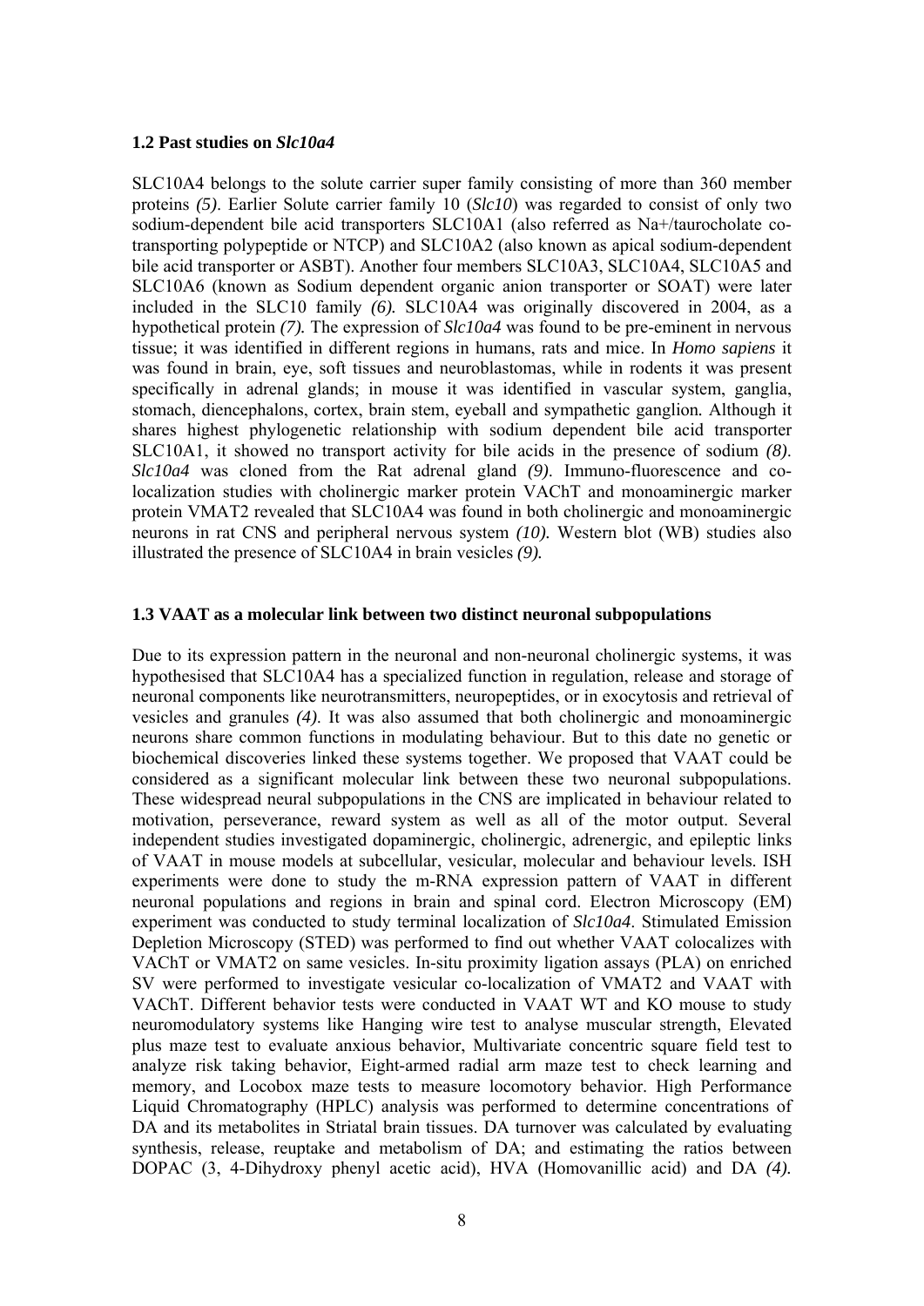### 1.2 Past studies on *Slc10a4*

SLC10A4 belongs to the solute carrier super family consisting of more than 360 member proteins *(5)*. Earlier Solute carrier family 10 (*Slc10*) was regarded to consist of only two sodium-dependent bile acid transporters SLC10A1 (also referred as Na+/taurocholate co-transporting polypeptide or NTCP) and SLC10A2 (also known as apical sodium-dependent bile acid transporter or ASBT). Another four members SLC10A3, SLC10A4, SLC10A5 and SLC10A6 (known as Sodium dependent organic anion transporter or SOAT) were later included in the SLC10 family *(6).* SLC10A4 was originally discovered in 2004, as a hypothetical protein *(7).* The expression of *Slc10a4* was found to be pre-eminent in nervous tissue; it was identified in different regions in humans, rats and mice. In *Homo sapiens* it was found in brain, eye, soft tissues and neuroblastomas, while in rodents it was present specifically in adrenal glands; in mouse it was identified in vascular system, ganglia, stomach, diencephalons, cortex, brain stem, eyeball and sympathetic ganglion. Although it shares highest phylogenetic relationship with sodium dependent bile acid transporter SLC10A1, it showed no transport activity for bile acids in the presence of sodium *(8)*. *Slc10a4* was cloned from the Rat adrenal gland *(9)*. Immuno-fluorescence and co-localization studies with cholinergic marker protein VAChT and monoaminergic marker protein VMAT2 revealed that SLC10A4 was found in both cholinergic and monoaminergic neurons in rat CNS and peripheral nervous system *(10).* Western blot (WB) studies also illustrated the presence of SLC10A4 in brain vesicles *(9).*

### 1.3 VAAT as a molecular link between two distinct neuronal subpopulations

Due to its expression pattern in the neuronal and non-neuronal cholinergic systems, it was hypothesised that SLC10A4 has a specialized function in regulation, release and storage of neuronal components like neurotransmitters, neuropeptides, or in exocytosis and retrieval of vesicles and granules *(4)*. It was also assumed that both cholinergic and monoaminergic neurons share common functions in modulating behaviour. But to this date no genetic or biochemical discoveries linked these systems together. We proposed that VAAT could be considered as a significant molecular link between these two neuronal subpopulations. These widespread neural subpopulations in the CNS are implicated in behaviour related to motivation, perseverance, reward system as well as all of the motor output. Several independent studies investigated dopaminergic, cholinergic, adrenergic, and epileptic links of VAAT in mouse models at subcellular, vesicular, molecular and behaviour levels. ISH experiments were done to study the m-RNA expression pattern of VAAT in different neuronal populations and regions in brain and spinal cord. Electron Microscopy (EM) experiment was conducted to study terminal localization of *Slc10a4*. Stimulated Emission Depletion Microscopy (STED) was performed to find out whether VAAT colocalizes with VAChT or VMAT2 on same vesicles. In-situ proximity ligation assays (PLA) on enriched SV were performed to investigate vesicular co-localization of VMAT2 and VAAT with VAChT. Different behavior tests were conducted in VAAT WT and KO mouse to study neuromodulatory systems like Hanging wire test to analyse muscular strength, Elevated plus maze test to evaluate anxious behavior, Multivariate concentric square field test to analyze risk taking behavior, Eight-armed radial arm maze test to check learning and memory, and Locobox maze tests to measure locomotory behavior. High Performance Liquid Chromatography (HPLC) analysis was performed to determine concentrations of DA and its metabolites in Striatal brain tissues. DA turnover was calculated by evaluating synthesis, release, reuptake and metabolism of DA; and estimating the ratios between DOPAC (3, 4-Dihydroxy phenyl acetic acid), HVA (Homovanillic acid) and DA *(4).*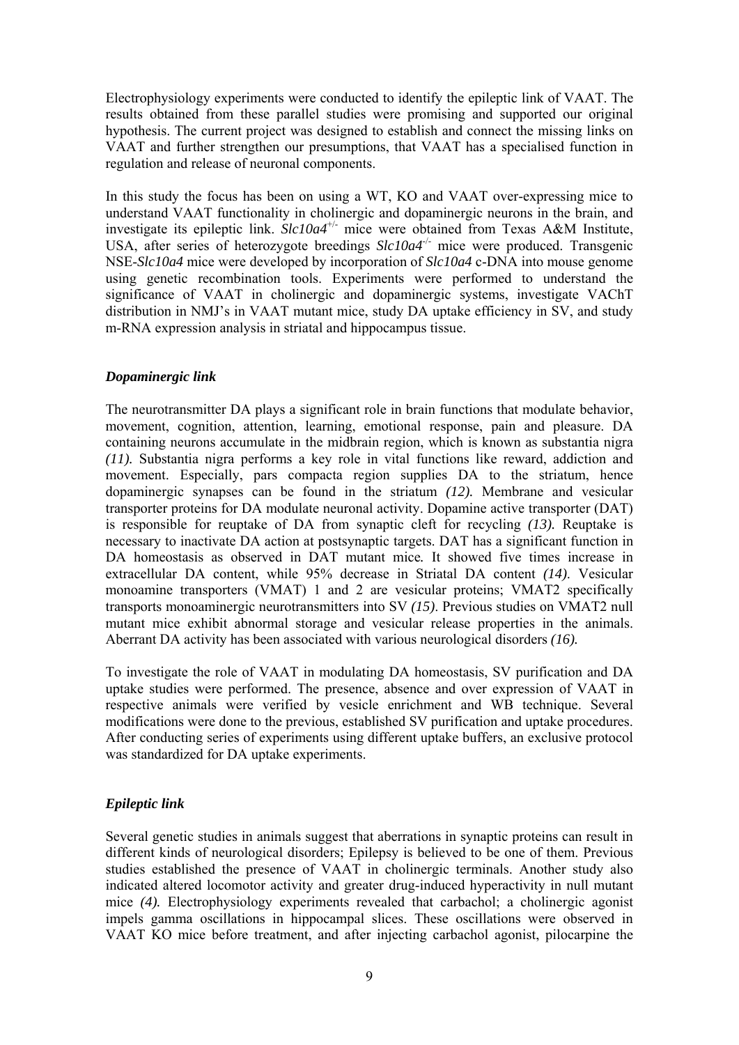Electrophysiology experiments were conducted to identify the epileptic link of VAAT. The results obtained from these parallel studies were promising and supported our original hypothesis. The current project was designed to establish and connect the missing links on VAAT and further strengthen our presumptions, that VAAT has a specialised function in regulation and release of neuronal components.

In this study the focus has been on using a WT, KO and VAAT over-expressing mice to understand VAAT functionality in cholinergic and dopaminergic neurons in the brain, and investigate its epileptic link. *Slc10a4*$^{+/-}$ mice were obtained from Texas A&M Institute, USA, after series of heterozygote breedings *Slc10a4*$^{-/-}$ mice were produced. Transgenic NSE-*Slc10a4* mice were developed by incorporation of *Slc10a4* c-DNA into mouse genome using genetic recombination tools. Experiments were performed to understand the significance of VAAT in cholinergic and dopaminergic systems, investigate VAChT distribution in NMJ's in VAAT mutant mice, study DA uptake efficiency in SV, and study m-RNA expression analysis in striatal and hippocampus tissue.

### *Dopaminergic link*

The neurotransmitter DA plays a significant role in brain functions that modulate behavior, movement, cognition, attention, learning, emotional response, pain and pleasure. DA containing neurons accumulate in the midbrain region, which is known as substantia nigra *(11).* Substantia nigra performs a key role in vital functions like reward, addiction and movement. Especially, pars compacta region supplies DA to the striatum, hence dopaminergic synapses can be found in the striatum *(12).* Membrane and vesicular transporter proteins for DA modulate neuronal activity. Dopamine active transporter (DAT) is responsible for reuptake of DA from synaptic cleft for recycling *(13).* Reuptake is necessary to inactivate DA action at postsynaptic targets. DAT has a significant function in DA homeostasis as observed in DAT mutant mice*.* It showed five times increase in extracellular DA content, while 95% decrease in Striatal DA content *(14)*. Vesicular monoamine transporters (VMAT) 1 and 2 are vesicular proteins; VMAT2 specifically transports monoaminergic neurotransmitters into SV *(15)*. Previous studies on VMAT2 null mutant mice exhibit abnormal storage and vesicular release properties in the animals. Aberrant DA activity has been associated with various neurological disorders *(16).*

To investigate the role of VAAT in modulating DA homeostasis, SV purification and DA uptake studies were performed. The presence, absence and over expression of VAAT in respective animals were verified by vesicle enrichment and WB technique. Several modifications were done to the previous, established SV purification and uptake procedures. After conducting series of experiments using different uptake buffers, an exclusive protocol was standardized for DA uptake experiments.

### *Epileptic link*

Several genetic studies in animals suggest that aberrations in synaptic proteins can result in different kinds of neurological disorders; Epilepsy is believed to be one of them. Previous studies established the presence of VAAT in cholinergic terminals. Another study also indicated altered locomotor activity and greater drug-induced hyperactivity in null mutant mice *(4).* Electrophysiology experiments revealed that carbachol; a cholinergic agonist impels gamma oscillations in hippocampal slices. These oscillations were observed in VAAT KO mice before treatment, and after injecting carbachol agonist, pilocarpine the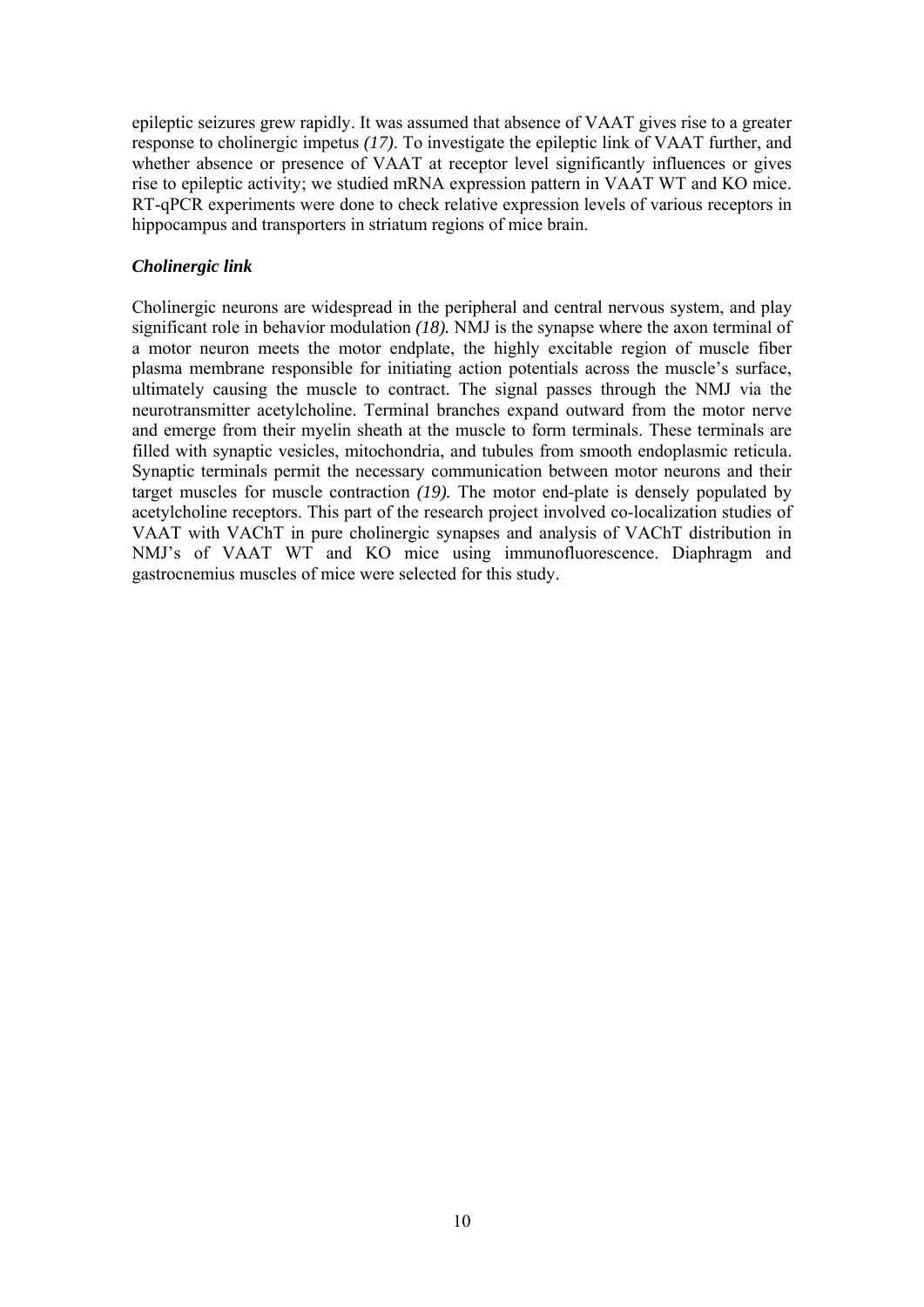epileptic seizures grew rapidly. It was assumed that absence of VAAT gives rise to a greater response to cholinergic impetus *(17)*. To investigate the epileptic link of VAAT further, and whether absence or presence of VAAT at receptor level significantly influences or gives rise to epileptic activity; we studied mRNA expression pattern in VAAT WT and KO mice. RT-qPCR experiments were done to check relative expression levels of various receptors in hippocampus and transporters in striatum regions of mice brain.

### *Cholinergic link*

Cholinergic neurons are widespread in the peripheral and central nervous system, and play significant role in behavior modulation *(18).* NMJ is the synapse where the axon terminal of a motor neuron meets the motor endplate, the highly excitable region of muscle fiber plasma membrane responsible for initiating action potentials across the muscle's surface, ultimately causing the muscle to contract. The signal passes through the NMJ via the neurotransmitter acetylcholine. Terminal branches expand outward from the motor nerve and emerge from their myelin sheath at the muscle to form terminals. These terminals are filled with synaptic vesicles, mitochondria, and tubules from smooth endoplasmic reticula. Synaptic terminals permit the necessary communication between motor neurons and their target muscles for muscle contraction *(19).* The motor end-plate is densely populated by acetylcholine receptors. This part of the research project involved co-localization studies of VAAT with VAChT in pure cholinergic synapses and analysis of VAChT distribution in NMJ's of VAAT WT and KO mice using immunofluorescence. Diaphragm and gastrocnemius muscles of mice were selected for this study.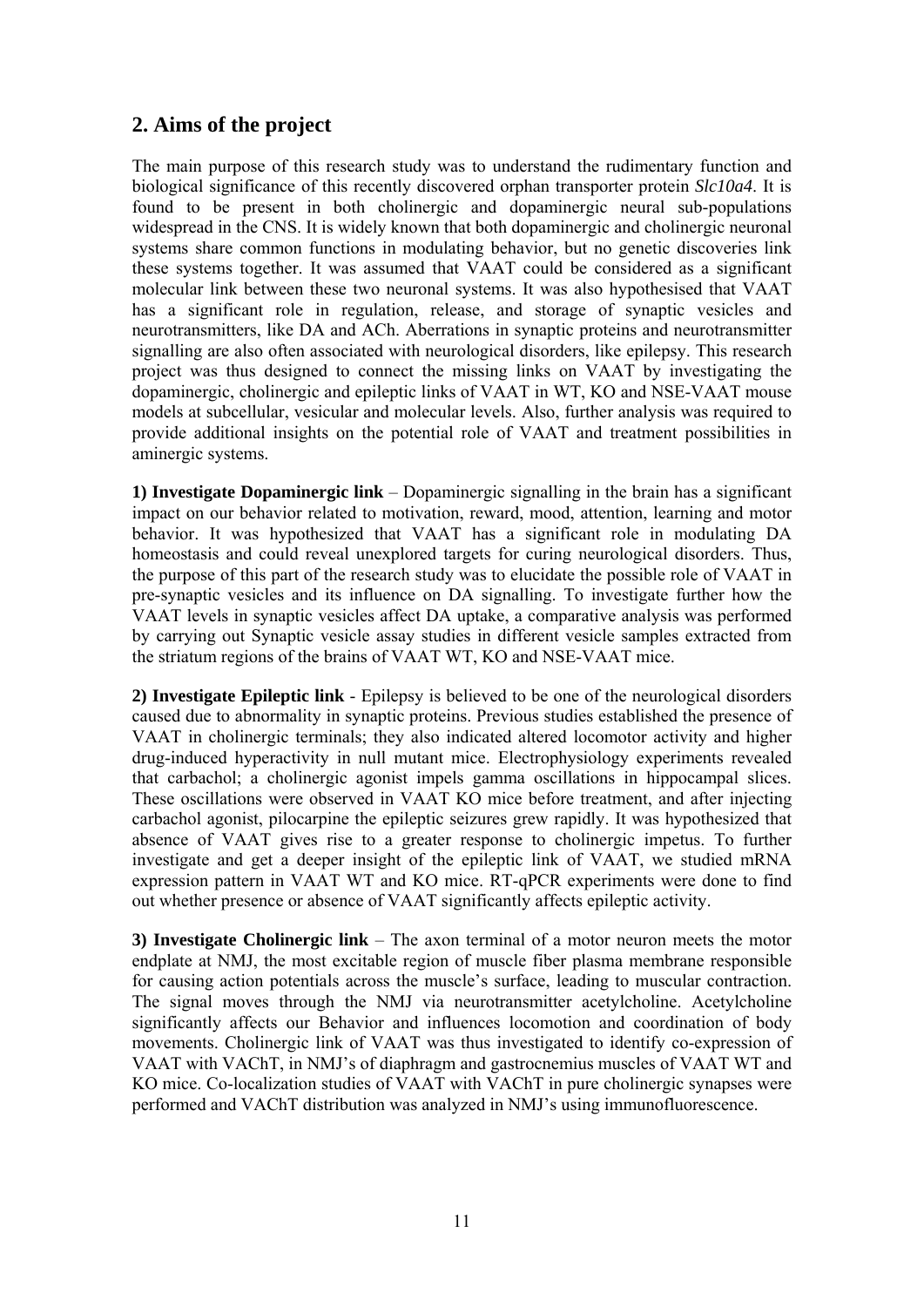## 2. Aims of the project

The main purpose of this research study was to understand the rudimentary function and biological significance of this recently discovered orphan transporter protein *Slc10a4*. It is found to be present in both cholinergic and dopaminergic neural sub-populations widespread in the CNS. It is widely known that both dopaminergic and cholinergic neuronal systems share common functions in modulating behavior, but no genetic discoveries link these systems together. It was assumed that VAAT could be considered as a significant molecular link between these two neuronal systems. It was also hypothesised that VAAT has a significant role in regulation, release, and storage of synaptic vesicles and neurotransmitters, like DA and ACh. Aberrations in synaptic proteins and neurotransmitter signalling are also often associated with neurological disorders, like epilepsy. This research project was thus designed to connect the missing links on VAAT by investigating the dopaminergic, cholinergic and epileptic links of VAAT in WT, KO and NSE-VAAT mouse models at subcellular, vesicular and molecular levels. Also, further analysis was required to provide additional insights on the potential role of VAAT and treatment possibilities in aminergic systems.

**1) Investigate Dopaminergic link** – Dopaminergic signalling in the brain has a significant impact on our behavior related to motivation, reward, mood, attention, learning and motor behavior. It was hypothesized that VAAT has a significant role in modulating DA homeostasis and could reveal unexplored targets for curing neurological disorders. Thus, the purpose of this part of the research study was to elucidate the possible role of VAAT in pre-synaptic vesicles and its influence on DA signalling. To investigate further how the VAAT levels in synaptic vesicles affect DA uptake, a comparative analysis was performed by carrying out Synaptic vesicle assay studies in different vesicle samples extracted from the striatum regions of the brains of VAAT WT, KO and NSE-VAAT mice.

**2) Investigate Epileptic link** - Epilepsy is believed to be one of the neurological disorders caused due to abnormality in synaptic proteins. Previous studies established the presence of VAAT in cholinergic terminals; they also indicated altered locomotor activity and higher drug-induced hyperactivity in null mutant mice. Electrophysiology experiments revealed that carbachol; a cholinergic agonist impels gamma oscillations in hippocampal slices. These oscillations were observed in VAAT KO mice before treatment, and after injecting carbachol agonist, pilocarpine the epileptic seizures grew rapidly. It was hypothesized that absence of VAAT gives rise to a greater response to cholinergic impetus. To further investigate and get a deeper insight of the epileptic link of VAAT, we studied mRNA expression pattern in VAAT WT and KO mice. RT-qPCR experiments were done to find out whether presence or absence of VAAT significantly affects epileptic activity.

**3) Investigate Cholinergic link** – The axon terminal of a motor neuron meets the motor endplate at NMJ, the most excitable region of muscle fiber plasma membrane responsible for causing action potentials across the muscle's surface, leading to muscular contraction. The signal moves through the NMJ via neurotransmitter acetylcholine. Acetylcholine significantly affects our Behavior and influences locomotion and coordination of body movements. Cholinergic link of VAAT was thus investigated to identify co-expression of VAAT with VAChT, in NMJ's of diaphragm and gastrocnemius muscles of VAAT WT and KO mice. Co-localization studies of VAAT with VAChT in pure cholinergic synapses were performed and VAChT distribution was analyzed in NMJ's using immunofluorescence.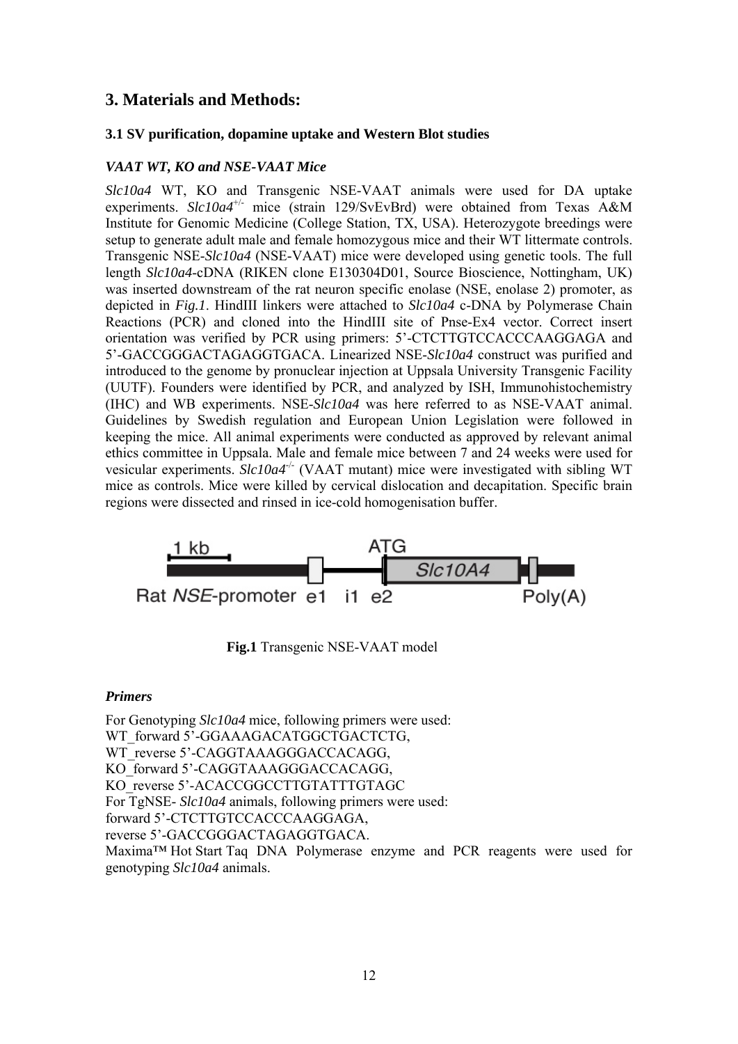## 3. Materials and Methods:

### 3.1 SV purification, dopamine uptake and Western Blot studies

#### *VAAT WT, KO and NSE-VAAT Mice*

*Slc10a4* WT, KO and Transgenic NSE-VAAT animals were used for DA uptake experiments. *Slc10a4*$^{+/-}$ mice (strain 129/SvEvBrd) were obtained from Texas A&M Institute for Genomic Medicine (College Station, TX, USA). Heterozygote breedings were setup to generate adult male and female homozygous mice and their WT littermate controls. Transgenic NSE-*Slc10a4* (NSE-VAAT) mice were developed using genetic tools. The full length *Slc10a4*-cDNA (RIKEN clone E130304D01, Source Bioscience, Nottingham, UK) was inserted downstream of the rat neuron specific enolase (NSE, enolase 2) promoter, as depicted in *Fig.1*. HindIII linkers were attached to *Slc10a4* c-DNA by Polymerase Chain Reactions (PCR) and cloned into the HindIII site of Pnse-Ex4 vector. Correct insert orientation was verified by PCR using primers: 5'-CTCTTGTCCACCCAAGGAGA and 5'-GACCGGGACTAGAGGTGACA. Linearized NSE-*Slc10a4* construct was purified and introduced to the genome by pronuclear injection at Uppsala University Transgenic Facility (UUTF). Founders were identified by PCR, and analyzed by ISH, Immunohistochemistry (IHC) and WB experiments. NSE-*Slc10a4* was here referred to as NSE-VAAT animal. Guidelines by Swedish regulation and European Union Legislation were followed in keeping the mice. All animal experiments were conducted as approved by relevant animal ethics committee in Uppsala. Male and female mice between 7 and 24 weeks were used for vesicular experiments. *Slc10a4*$^{-/-}$ (VAAT mutant) mice were investigated with sibling WT mice as controls. Mice were killed by cervical dislocation and decapitation. Specific brain regions were dissected and rinsed in ice-cold homogenisation buffer.

1 kb — Rat *NSE*-promoter — e1 — i1 — ATG — e2 — *Slc10A4* — Poly(A)

**Fig.1** Transgenic NSE-VAAT model

#### *Primers*

For Genotyping *Slc10a4* mice, following primers were used:
WT_forward 5'-GGAAAGACATGGCTGACTCTG,
WT_reverse 5'-CAGGTAAAGGGACCACAGG,
KO_forward 5'-CAGGTAAAGGGACCACAGG,
KO_reverse 5'-ACACCGGCCTTGTATTTGTAGC
For TgNSE- *Slc10a4* animals, following primers were used:
forward 5'-CTCTTGTCCACCCAAGGAGA,
reverse 5'-GACCGGGACTAGAGGTGACA.
Maxima™ Hot Start Taq DNA Polymerase enzyme and PCR reagents were used for genotyping *Slc10a4* animals.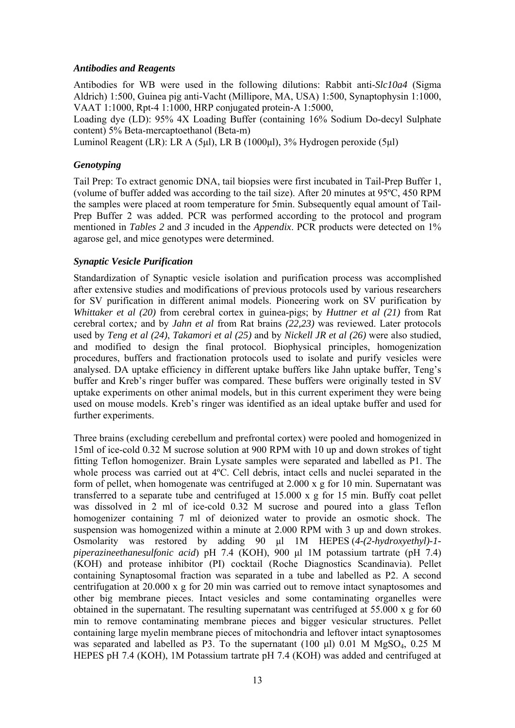### *Antibodies and Reagents*

Antibodies for WB were used in the following dilutions: Rabbit anti-*Slc10a4* (Sigma Aldrich) 1:500, Guinea pig anti-Vacht (Millipore, MA, USA) 1:500, Synaptophysin 1:1000, VAAT 1:1000, Rpt-4 1:1000, HRP conjugated protein-A 1:5000,

Loading dye (LD): 95% 4X Loading Buffer (containing 16% Sodium Do-decyl Sulphate content) 5% Beta-mercaptoethanol (Beta-m)

Luminol Reagent (LR): LR A (5µl), LR B (1000µl), 3% Hydrogen peroxide (5µl)

### *Genotyping*

Tail Prep: To extract genomic DNA, tail biopsies were first incubated in Tail-Prep Buffer 1, (volume of buffer added was according to the tail size). After 20 minutes at 95ºC, 450 RPM the samples were placed at room temperature for 5min. Subsequently equal amount of Tail-Prep Buffer 2 was added. PCR was performed according to the protocol and program mentioned in *Tables 2* and *3* incuded in the *Appendix*. PCR products were detected on 1% agarose gel, and mice genotypes were determined.

### *Synaptic Vesicle Purification*

Standardization of Synaptic vesicle isolation and purification process was accomplished after extensive studies and modifications of previous protocols used by various researchers for SV purification in different animal models. Pioneering work on SV purification by *Whittaker et al (20)* from cerebral cortex in guinea-pigs; by *Huttner et al (21)* from Rat cerebral cortex*;* and by *Jahn et al* from Rat brains *(22,23)* was reviewed. Later protocols used by *Teng et al (24)*, *Takamori et al (25)* and by *Nickell JR et al (26)* were also studied, and modified to design the final protocol. Biophysical principles, homogenization procedures, buffers and fractionation protocols used to isolate and purify vesicles were analysed. DA uptake efficiency in different uptake buffers like Jahn uptake buffer, Teng's buffer and Kreb's ringer buffer was compared. These buffers were originally tested in SV uptake experiments on other animal models, but in this current experiment they were being used on mouse models. Kreb's ringer was identified as an ideal uptake buffer and used for further experiments.

Three brains (excluding cerebellum and prefrontal cortex) were pooled and homogenized in 15ml of ice-cold 0.32 M sucrose solution at 900 RPM with 10 up and down strokes of tight fitting Teflon homogenizer. Brain Lysate samples were separated and labelled as P1. The whole process was carried out at 4ºC. Cell debris, intact cells and nuclei separated in the form of pellet, when homogenate was centrifuged at 2.000 x g for 10 min. Supernatant was transferred to a separate tube and centrifuged at 15.000 x g for 15 min. Buffy coat pellet was dissolved in 2 ml of ice-cold 0.32 M sucrose and poured into a glass Teflon homogenizer containing 7 ml of deionized water to provide an osmotic shock. The suspension was homogenized within a minute at 2.000 RPM with 3 up and down strokes. Osmolarity was restored by adding 90 µl 1M HEPES (*4-(2-hydroxyethyl)-1-piperazineethanesulfonic acid*) pH 7.4 (KOH), 900 µl 1M potassium tartrate (pH 7.4) (KOH) and protease inhibitor (PI) cocktail (Roche Diagnostics Scandinavia). Pellet containing Synaptosomal fraction was separated in a tube and labelled as P2. A second centrifugation at 20.000 x g for 20 min was carried out to remove intact synaptosomes and other big membrane pieces. Intact vesicles and some contaminating organelles were obtained in the supernatant. The resulting supernatant was centrifuged at 55.000 x g for 60 min to remove contaminating membrane pieces and bigger vesicular structures. Pellet containing large myelin membrane pieces of mitochondria and leftover intact synaptosomes was separated and labelled as P3. To the supernatant (100 µl) 0.01 M $MgSO_4$, 0.25 M HEPES pH 7.4 (KOH), 1M Potassium tartrate pH 7.4 (KOH) was added and centrifuged at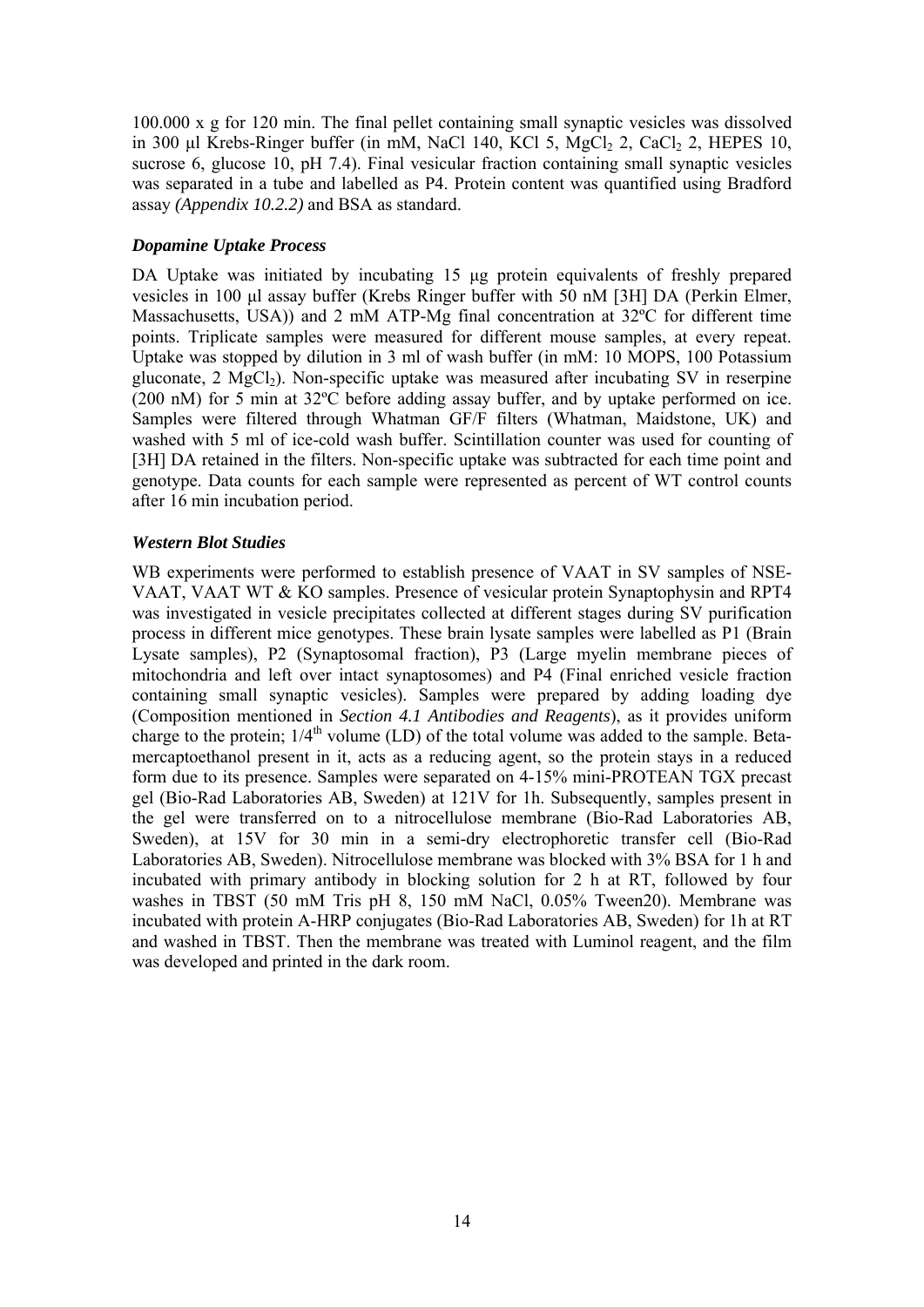100.000 x g for 120 min. The final pellet containing small synaptic vesicles was dissolved in 300 µl Krebs-Ringer buffer (in mM, NaCl 140, KCl 5, $MgCl_2$ 2, $CaCl_2$ 2, HEPES 10, sucrose 6, glucose 10, pH 7.4). Final vesicular fraction containing small synaptic vesicles was separated in a tube and labelled as P4. Protein content was quantified using Bradford assay *(Appendix 10.2.2)* and BSA as standard.

### *Dopamine Uptake Process*

DA Uptake was initiated by incubating 15 µg protein equivalents of freshly prepared vesicles in 100 µl assay buffer (Krebs Ringer buffer with 50 nM [3H] DA (Perkin Elmer, Massachusetts, USA)) and 2 mM ATP-Mg final concentration at 32ºC for different time points. Triplicate samples were measured for different mouse samples, at every repeat. Uptake was stopped by dilution in 3 ml of wash buffer (in mM: 10 MOPS, 100 Potassium gluconate, 2 $MgCl_2$). Non-specific uptake was measured after incubating SV in reserpine (200 nM) for 5 min at 32ºC before adding assay buffer, and by uptake performed on ice. Samples were filtered through Whatman GF/F filters (Whatman, Maidstone, UK) and washed with 5 ml of ice-cold wash buffer. Scintillation counter was used for counting of [3H] DA retained in the filters. Non-specific uptake was subtracted for each time point and genotype. Data counts for each sample were represented as percent of WT control counts after 16 min incubation period.

### *Western Blot Studies*

WB experiments were performed to establish presence of VAAT in SV samples of NSE-VAAT, VAAT WT & KO samples. Presence of vesicular protein Synaptophysin and RPT4 was investigated in vesicle precipitates collected at different stages during SV purification process in different mice genotypes. These brain lysate samples were labelled as P1 (Brain Lysate samples), P2 (Synaptosomal fraction), P3 (Large myelin membrane pieces of mitochondria and left over intact synaptosomes) and P4 (Final enriched vesicle fraction containing small synaptic vesicles). Samples were prepared by adding loading dye (Composition mentioned in *Section 4.1 Antibodies and Reagents*), as it provides uniform charge to the protein; $1/4^{th}$ volume (LD) of the total volume was added to the sample. Beta-mercaptoethanol present in it, acts as a reducing agent, so the protein stays in a reduced form due to its presence. Samples were separated on 4-15% mini-PROTEAN TGX precast gel (Bio-Rad Laboratories AB, Sweden) at 121V for 1h. Subsequently, samples present in the gel were transferred on to a nitrocellulose membrane (Bio-Rad Laboratories AB, Sweden), at 15V for 30 min in a semi-dry electrophoretic transfer cell (Bio-Rad Laboratories AB, Sweden). Nitrocellulose membrane was blocked with 3% BSA for 1 h and incubated with primary antibody in blocking solution for 2 h at RT, followed by four washes in TBST (50 mM Tris pH 8, 150 mM NaCl, 0.05% Tween20). Membrane was incubated with protein A-HRP conjugates (Bio-Rad Laboratories AB, Sweden) for 1h at RT and washed in TBST. Then the membrane was treated with Luminol reagent, and the film was developed and printed in the dark room.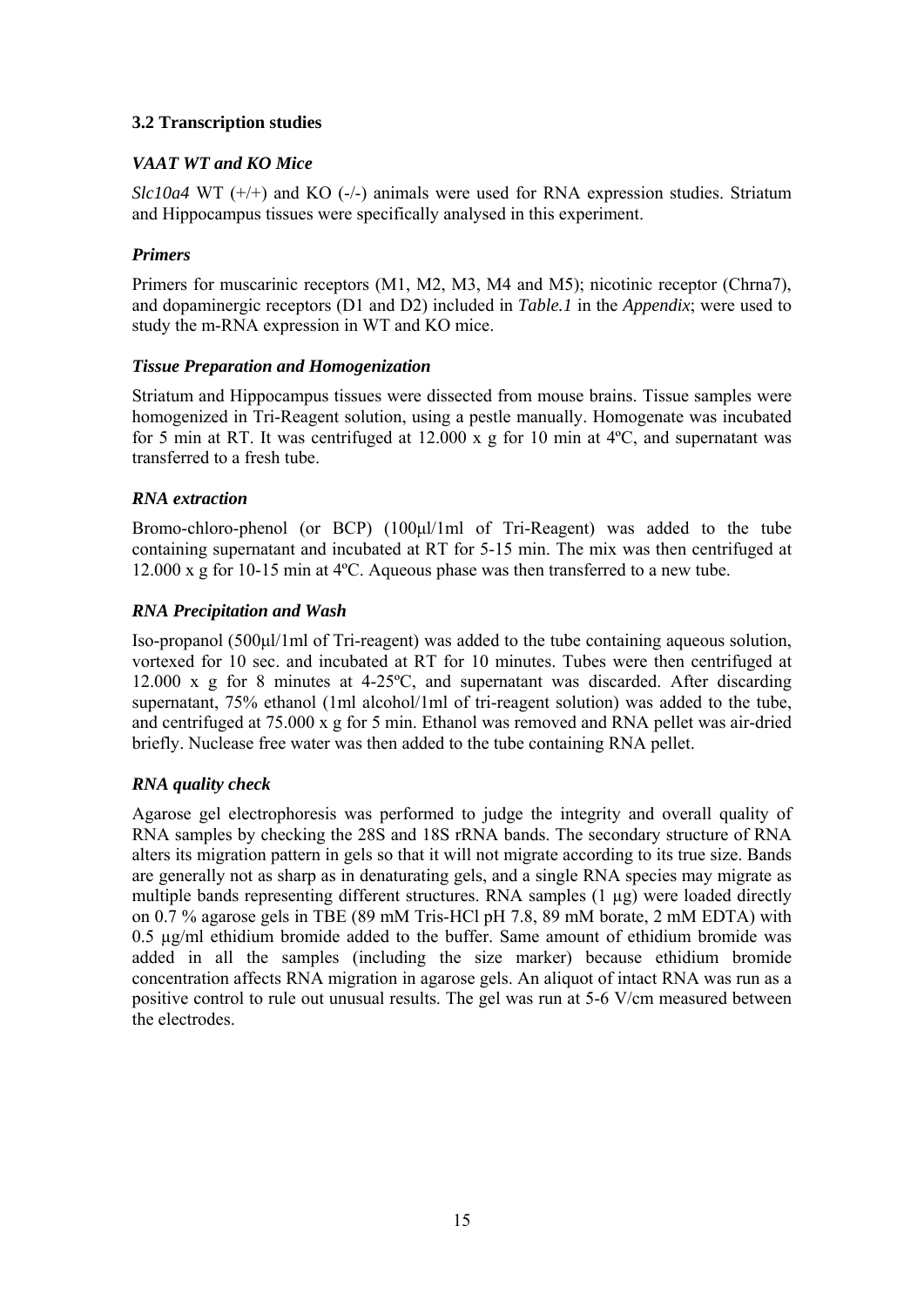### 3.2 Transcription studies

#### *VAAT WT and KO Mice*

*Slc10a4* WT (+/+) and KO (-/-) animals were used for RNA expression studies. Striatum and Hippocampus tissues were specifically analysed in this experiment.

#### *Primers*

Primers for muscarinic receptors (M1, M2, M3, M4 and M5); nicotinic receptor (Chrna7), and dopaminergic receptors (D1 and D2) included in *Table.1* in the *Appendix*; were used to study the m-RNA expression in WT and KO mice.

#### *Tissue Preparation and Homogenization*

Striatum and Hippocampus tissues were dissected from mouse brains. Tissue samples were homogenized in Tri-Reagent solution, using a pestle manually. Homogenate was incubated for 5 min at RT. It was centrifuged at 12.000 x g for 10 min at 4ºC, and supernatant was transferred to a fresh tube.

#### *RNA extraction*

Bromo-chloro-phenol (or BCP) (100μl/1ml of Tri-Reagent) was added to the tube containing supernatant and incubated at RT for 5-15 min. The mix was then centrifuged at 12.000 x g for 10-15 min at 4ºC. Aqueous phase was then transferred to a new tube.

#### *RNA Precipitation and Wash*

Iso-propanol (500μl/1ml of Tri-reagent) was added to the tube containing aqueous solution, vortexed for 10 sec. and incubated at RT for 10 minutes. Tubes were then centrifuged at 12.000 x g for 8 minutes at 4-25ºC, and supernatant was discarded. After discarding supernatant, 75% ethanol (1ml alcohol/1ml of tri-reagent solution) was added to the tube, and centrifuged at 75.000 x g for 5 min. Ethanol was removed and RNA pellet was air-dried briefly. Nuclease free water was then added to the tube containing RNA pellet.

#### *RNA quality check*

Agarose gel electrophoresis was performed to judge the integrity and overall quality of RNA samples by checking the 28S and 18S rRNA bands. The secondary structure of RNA alters its migration pattern in gels so that it will not migrate according to its true size. Bands are generally not as sharp as in denaturating gels, and a single RNA species may migrate as multiple bands representing different structures. RNA samples (1 µg) were loaded directly on 0.7 % agarose gels in TBE (89 mM Tris-HCl pH 7.8, 89 mM borate, 2 mM EDTA) with 0.5 µg/ml ethidium bromide added to the buffer. Same amount of ethidium bromide was added in all the samples (including the size marker) because ethidium bromide concentration affects RNA migration in agarose gels. An aliquot of intact RNA was run as a positive control to rule out unusual results. The gel was run at 5-6 V/cm measured between the electrodes.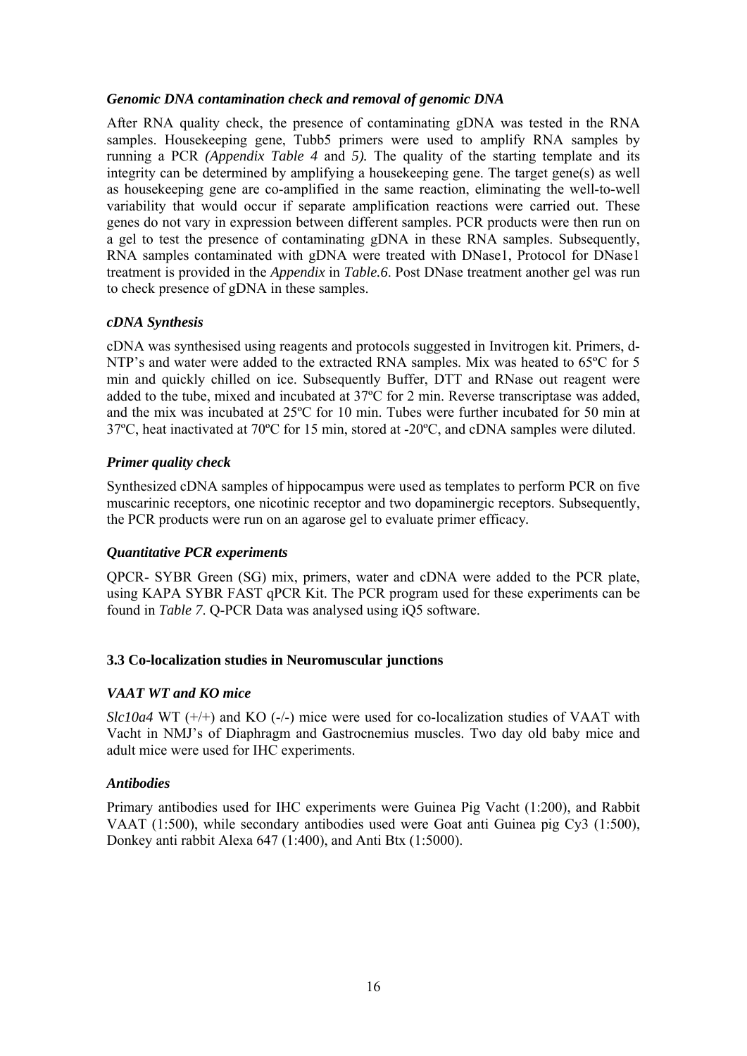### *Genomic DNA contamination check and removal of genomic DNA*

After RNA quality check, the presence of contaminating gDNA was tested in the RNA samples. Housekeeping gene, Tubb5 primers were used to amplify RNA samples by running a PCR *(Appendix Table 4* and *5).* The quality of the starting template and its integrity can be determined by amplifying a housekeeping gene. The target gene(s) as well as housekeeping gene are co-amplified in the same reaction, eliminating the well-to-well variability that would occur if separate amplification reactions were carried out. These genes do not vary in expression between different samples. PCR products were then run on a gel to test the presence of contaminating gDNA in these RNA samples. Subsequently, RNA samples contaminated with gDNA were treated with DNase1, Protocol for DNase1 treatment is provided in the *Appendix* in *Table.6*. Post DNase treatment another gel was run to check presence of gDNA in these samples.

### *cDNA Synthesis*

cDNA was synthesised using reagents and protocols suggested in Invitrogen kit. Primers, d-NTP's and water were added to the extracted RNA samples. Mix was heated to 65ºC for 5 min and quickly chilled on ice. Subsequently Buffer, DTT and RNase out reagent were added to the tube, mixed and incubated at 37ºC for 2 min. Reverse transcriptase was added, and the mix was incubated at 25ºC for 10 min. Tubes were further incubated for 50 min at 37ºC, heat inactivated at 70ºC for 15 min, stored at -20ºC, and cDNA samples were diluted.

### *Primer quality check*

Synthesized cDNA samples of hippocampus were used as templates to perform PCR on five muscarinic receptors, one nicotinic receptor and two dopaminergic receptors. Subsequently, the PCR products were run on an agarose gel to evaluate primer efficacy.

### *Quantitative PCR experiments*

QPCR- SYBR Green (SG) mix, primers, water and cDNA were added to the PCR plate, using KAPA SYBR FAST qPCR Kit. The PCR program used for these experiments can be found in *Table 7*. Q-PCR Data was analysed using iQ5 software.

## 3.3 Co-localization studies in Neuromuscular junctions

### *VAAT WT and KO mice*

*Slc10a4* WT (+/+) and KO (-/-) mice were used for co-localization studies of VAAT with Vacht in NMJ's of Diaphragm and Gastrocnemius muscles. Two day old baby mice and adult mice were used for IHC experiments.

### *Antibodies*

Primary antibodies used for IHC experiments were Guinea Pig Vacht (1:200), and Rabbit VAAT (1:500), while secondary antibodies used were Goat anti Guinea pig Cy3 (1:500), Donkey anti rabbit Alexa 647 (1:400), and Anti Btx (1:5000).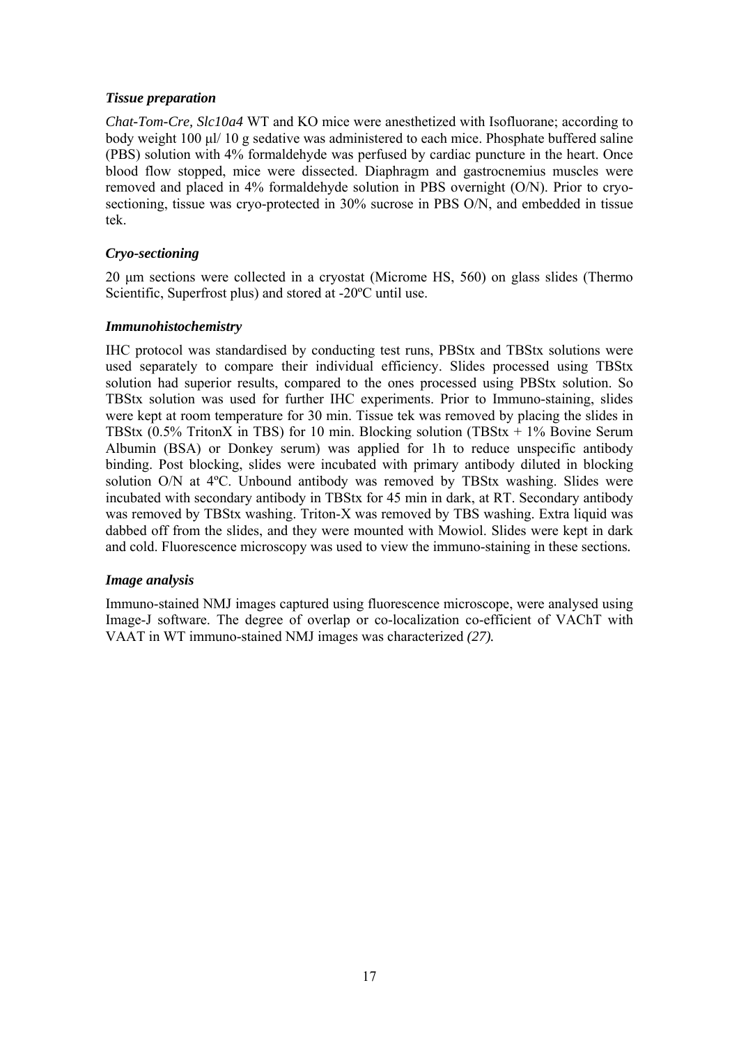***Tissue preparation***

*Chat-Tom-Cre, Slc10a4* WT and KO mice were anesthetized with Isofluorane; according to body weight 100 μl/ 10 g sedative was administered to each mice. Phosphate buffered saline (PBS) solution with 4% formaldehyde was perfused by cardiac puncture in the heart. Once blood flow stopped, mice were dissected. Diaphragm and gastrocnemius muscles were removed and placed in 4% formaldehyde solution in PBS overnight (O/N). Prior to cryo-sectioning, tissue was cryo-protected in 30% sucrose in PBS O/N, and embedded in tissue tek.

***Cryo-sectioning***

20 μm sections were collected in a cryostat (Microme HS, 560) on glass slides (Thermo Scientific, Superfrost plus) and stored at -20ºC until use.

***Immunohistochemistry***

IHC protocol was standardised by conducting test runs, PBStx and TBStx solutions were used separately to compare their individual efficiency. Slides processed using TBStx solution had superior results, compared to the ones processed using PBStx solution. So TBStx solution was used for further IHC experiments. Prior to Immuno-staining, slides were kept at room temperature for 30 min. Tissue tek was removed by placing the slides in TBStx (0.5% TritonX in TBS) for 10 min. Blocking solution (TBStx + 1% Bovine Serum Albumin (BSA) or Donkey serum) was applied for 1h to reduce unspecific antibody binding. Post blocking, slides were incubated with primary antibody diluted in blocking solution O/N at 4ºC. Unbound antibody was removed by TBStx washing. Slides were incubated with secondary antibody in TBStx for 45 min in dark, at RT. Secondary antibody was removed by TBStx washing. Triton-X was removed by TBS washing. Extra liquid was dabbed off from the slides, and they were mounted with Mowiol. Slides were kept in dark and cold. Fluorescence microscopy was used to view the immuno-staining in these sections.

***Image analysis***

Immuno-stained NMJ images captured using fluorescence microscope, were analysed using Image-J software. The degree of overlap or co-localization co-efficient of VAChT with VAAT in WT immuno-stained NMJ images was characterized *(27).*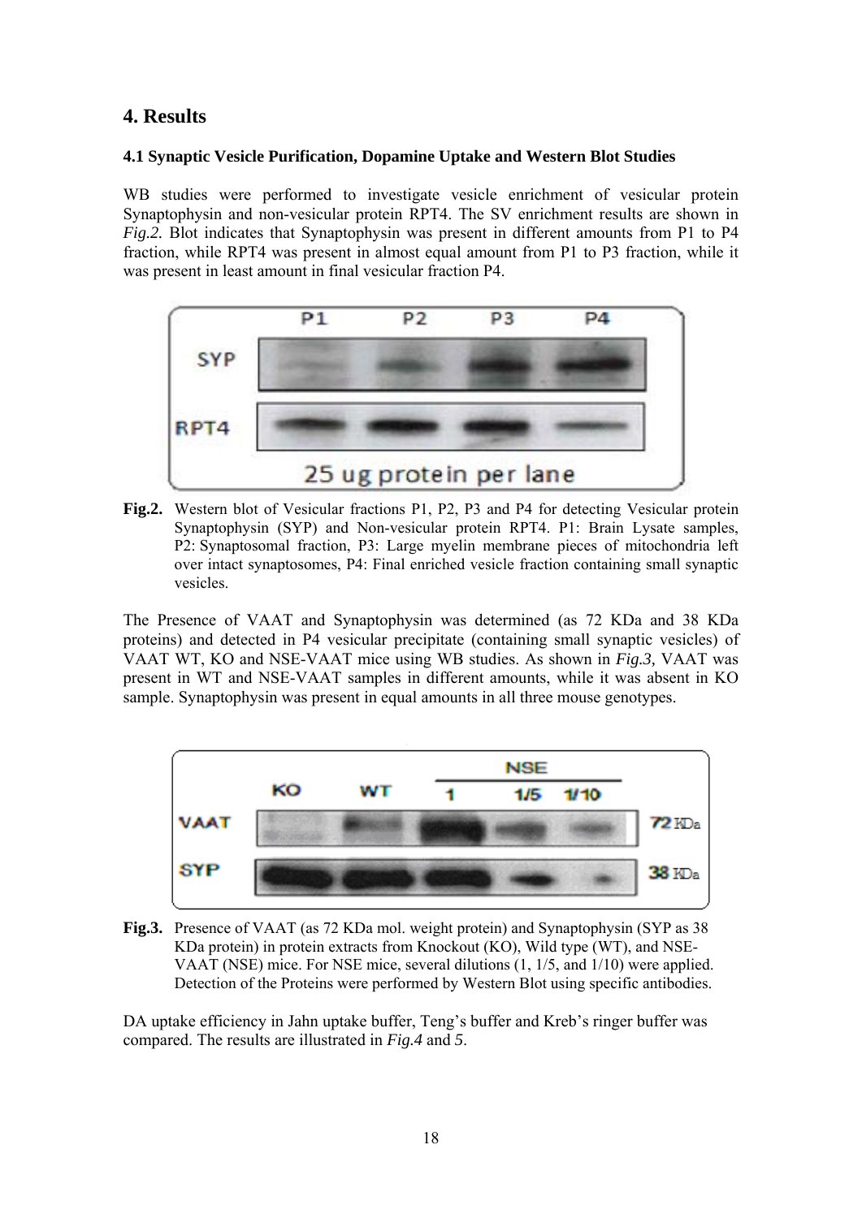## 4. Results

### 4.1 Synaptic Vesicle Purification, Dopamine Uptake and Western Blot Studies

WB studies were performed to investigate vesicle enrichment of vesicular protein Synaptophysin and non-vesicular protein RPT4. The SV enrichment results are shown in *Fig.2.* Blot indicates that Synaptophysin was present in different amounts from P1 to P4 fraction, while RPT4 was present in almost equal amount from P1 to P3 fraction, while it was present in least amount in final vesicular fraction P4.

**Fig.2.** Western blot of Vesicular fractions P1, P2, P3 and P4 for detecting Vesicular protein Synaptophysin (SYP) and Non-vesicular protein RPT4. P1: Brain Lysate samples, P2: Synaptosomal fraction, P3: Large myelin membrane pieces of mitochondria left over intact synaptosomes, P4: Final enriched vesicle fraction containing small synaptic vesicles.

The Presence of VAAT and Synaptophysin was determined (as 72 KDa and 38 KDa proteins) and detected in P4 vesicular precipitate (containing small synaptic vesicles) of VAAT WT, KO and NSE-VAAT mice using WB studies. As shown in *Fig.3,* VAAT was present in WT and NSE-VAAT samples in different amounts, while it was absent in KO sample. Synaptophysin was present in equal amounts in all three mouse genotypes.

**Fig.3.** Presence of VAAT (as 72 KDa mol. weight protein) and Synaptophysin (SYP as 38 KDa protein) in protein extracts from Knockout (KO), Wild type (WT), and NSE-VAAT (NSE) mice. For NSE mice, several dilutions (1, 1/5, and 1/10) were applied. Detection of the Proteins were performed by Western Blot using specific antibodies.

DA uptake efficiency in Jahn uptake buffer, Teng's buffer and Kreb's ringer buffer was compared. The results are illustrated in *Fig.4* and *5*.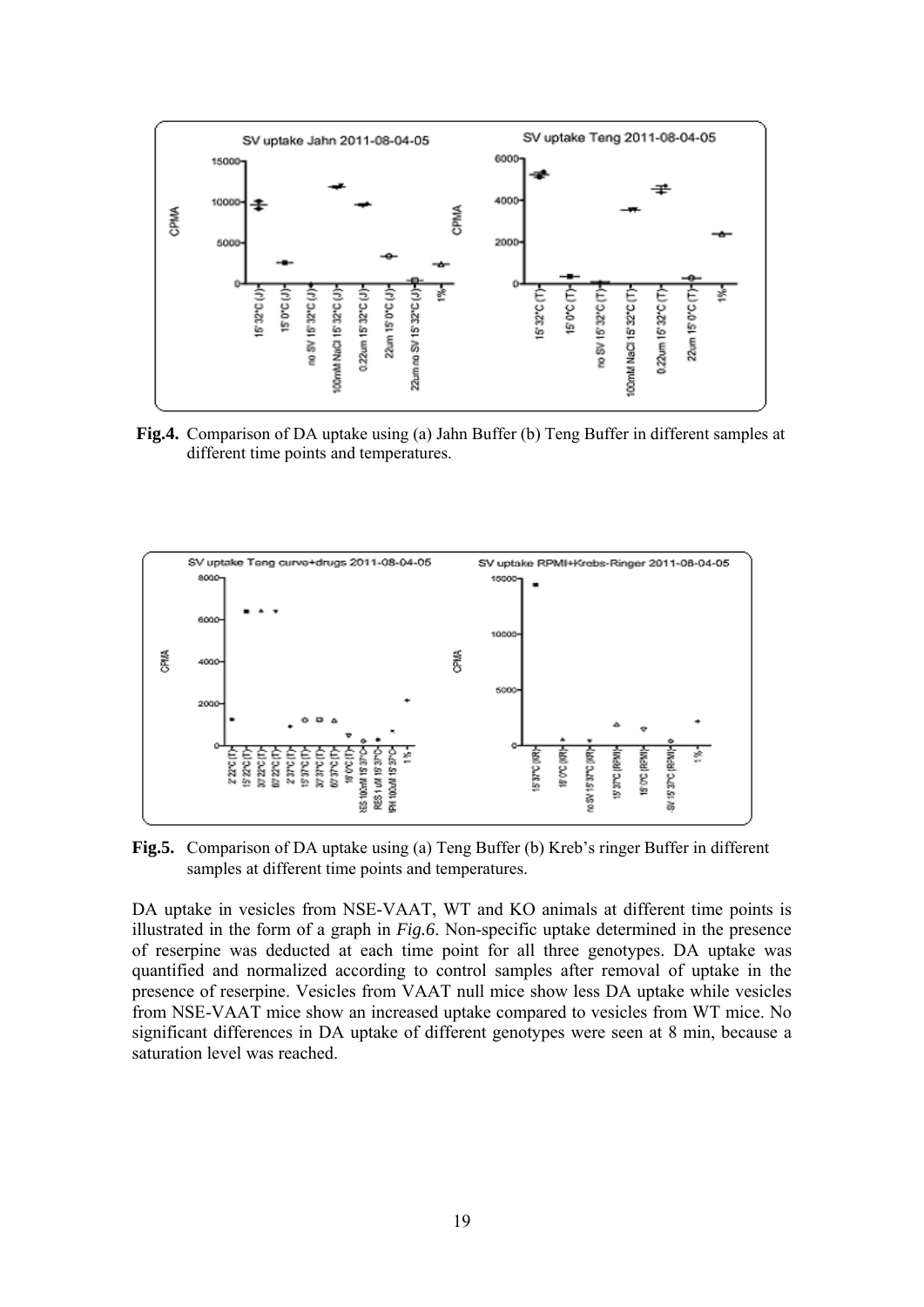**Fig.4.** Comparison of DA uptake using (a) Jahn Buffer (b) Teng Buffer in different samples at different time points and temperatures.

**Fig.5.** Comparison of DA uptake using (a) Teng Buffer (b) Kreb's ringer Buffer in different samples at different time points and temperatures.

DA uptake in vesicles from NSE-VAAT, WT and KO animals at different time points is illustrated in the form of a graph in *Fig.6*. Non-specific uptake determined in the presence of reserpine was deducted at each time point for all three genotypes. DA uptake was quantified and normalized according to control samples after removal of uptake in the presence of reserpine. Vesicles from VAAT null mice show less DA uptake while vesicles from NSE-VAAT mice show an increased uptake compared to vesicles from WT mice. No significant differences in DA uptake of different genotypes were seen at 8 min, because a saturation level was reached.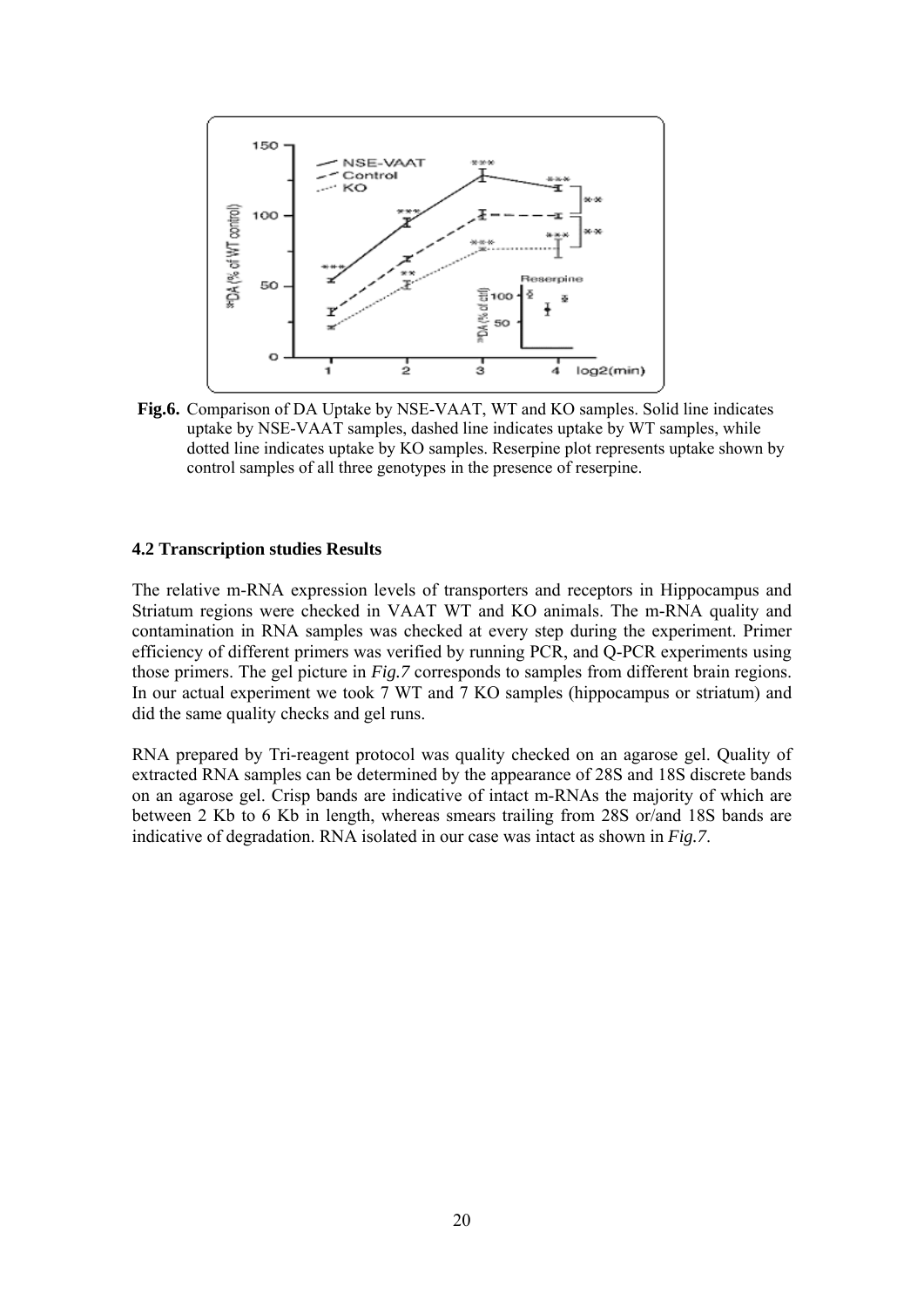**Fig.6.** Comparison of DA Uptake by NSE-VAAT, WT and KO samples. Solid line indicates uptake by NSE-VAAT samples, dashed line indicates uptake by WT samples, while dotted line indicates uptake by KO samples. Reserpine plot represents uptake shown by control samples of all three genotypes in the presence of reserpine.

### 4.2 Transcription studies Results

The relative m-RNA expression levels of transporters and receptors in Hippocampus and Striatum regions were checked in VAAT WT and KO animals. The m-RNA quality and contamination in RNA samples was checked at every step during the experiment. Primer efficiency of different primers was verified by running PCR, and Q-PCR experiments using those primers. The gel picture in *Fig.7* corresponds to samples from different brain regions. In our actual experiment we took 7 WT and 7 KO samples (hippocampus or striatum) and did the same quality checks and gel runs.

RNA prepared by Tri-reagent protocol was quality checked on an agarose gel. Quality of extracted RNA samples can be determined by the appearance of 28S and 18S discrete bands on an agarose gel. Crisp bands are indicative of intact m-RNAs the majority of which are between 2 Kb to 6 Kb in length, whereas smears trailing from 28S or/and 18S bands are indicative of degradation. RNA isolated in our case was intact as shown in *Fig.7*.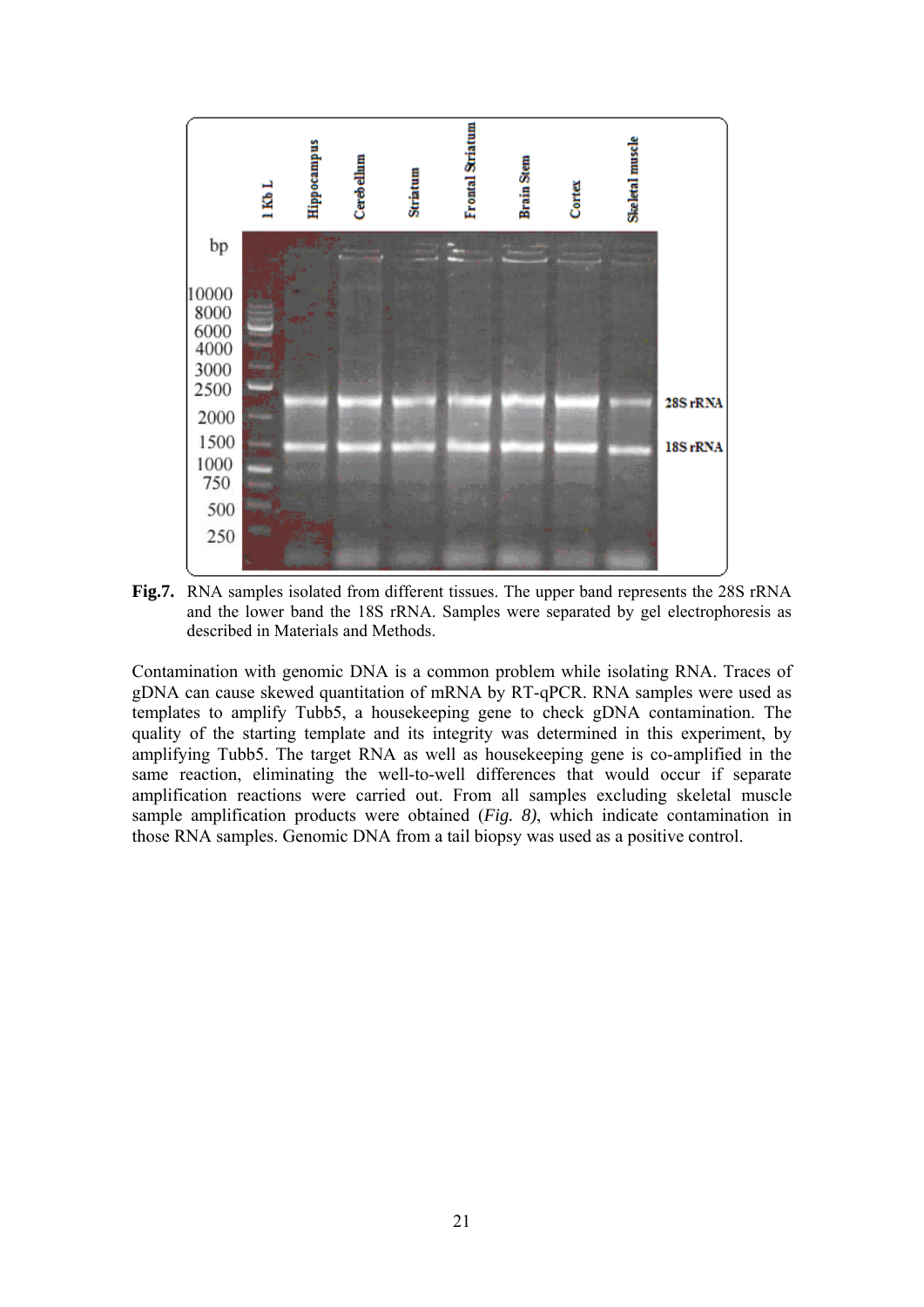**Fig.7.** RNA samples isolated from different tissues. The upper band represents the 28S rRNA and the lower band the 18S rRNA. Samples were separated by gel electrophoresis as described in Materials and Methods.

Contamination with genomic DNA is a common problem while isolating RNA. Traces of gDNA can cause skewed quantitation of mRNA by RT-qPCR. RNA samples were used as templates to amplify Tubb5, a housekeeping gene to check gDNA contamination. The quality of the starting template and its integrity was determined in this experiment, by amplifying Tubb5. The target RNA as well as housekeeping gene is co-amplified in the same reaction, eliminating the well-to-well differences that would occur if separate amplification reactions were carried out. From all samples excluding skeletal muscle sample amplification products were obtained (*Fig. 8)*, which indicate contamination in those RNA samples. Genomic DNA from a tail biopsy was used as a positive control.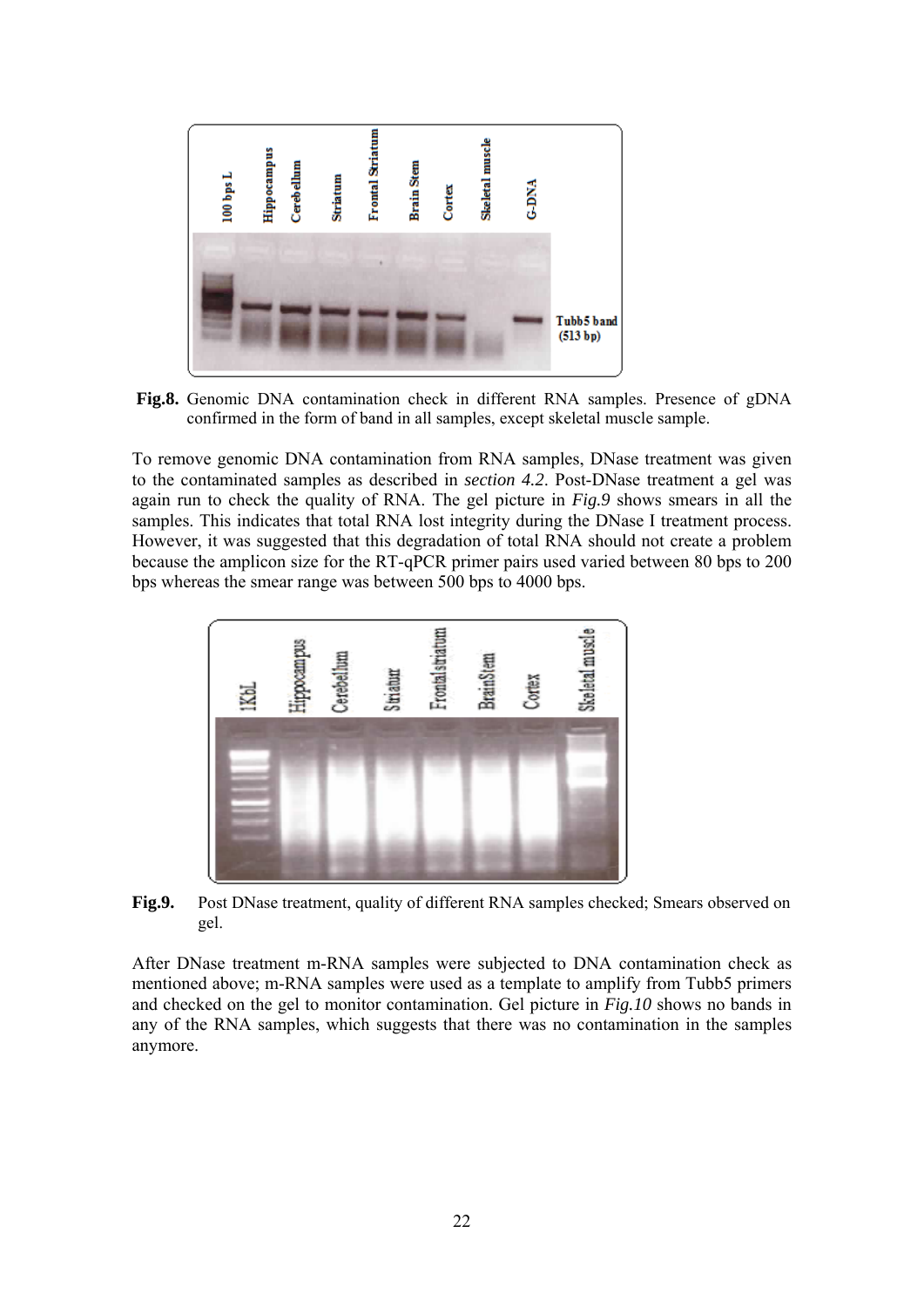**Fig.8.** Genomic DNA contamination check in different RNA samples. Presence of gDNA confirmed in the form of band in all samples, except skeletal muscle sample.

To remove genomic DNA contamination from RNA samples, DNase treatment was given to the contaminated samples as described in ***section 4.2***. Post-DNase treatment a gel was again run to check the quality of RNA. The gel picture in ***Fig.9*** shows smears in all the samples. This indicates that total RNA lost integrity during the DNase I treatment process. However, it was suggested that this degradation of total RNA should not create a problem because the amplicon size for the RT-qPCR primer pairs used varied between 80 bps to 200 bps whereas the smear range was between 500 bps to 4000 bps.

**Fig.9.** Post DNase treatment, quality of different RNA samples checked; Smears observed on gel.

After DNase treatment m-RNA samples were subjected to DNA contamination check as mentioned above; m-RNA samples were used as a template to amplify from Tubb5 primers and checked on the gel to monitor contamination. Gel picture in ***Fig.10*** shows no bands in any of the RNA samples, which suggests that there was no contamination in the samples anymore.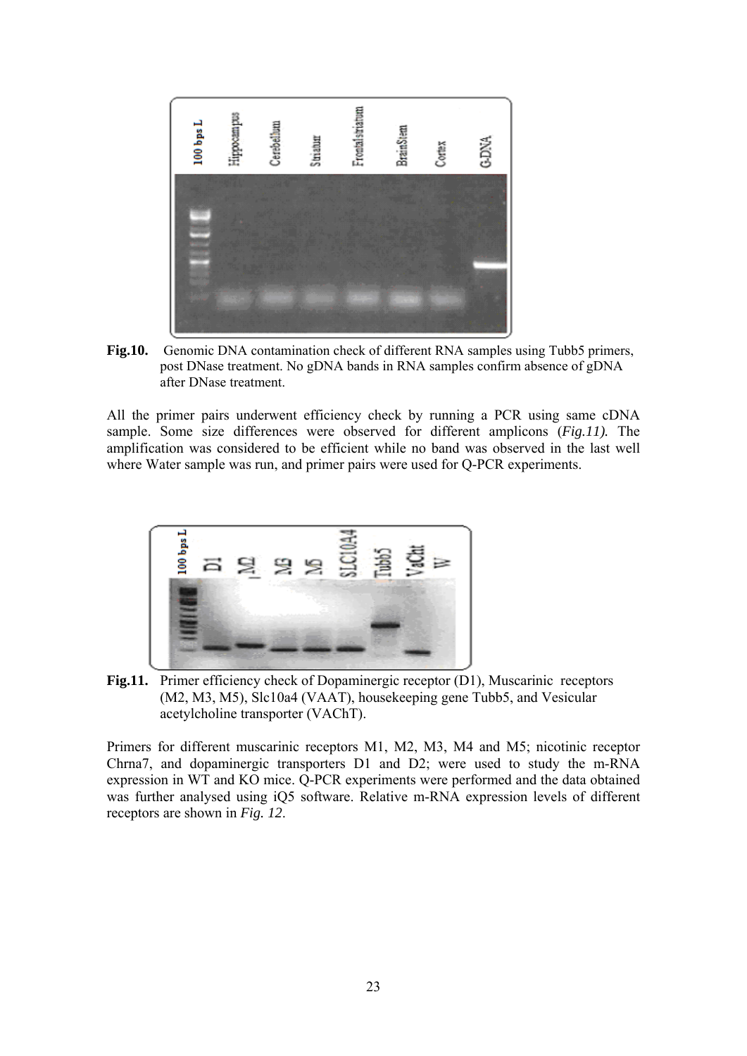**Fig.10.** Genomic DNA contamination check of different RNA samples using Tubb5 primers, post DNase treatment. No gDNA bands in RNA samples confirm absence of gDNA after DNase treatment.

All the primer pairs underwent efficiency check by running a PCR using same cDNA sample. Some size differences were observed for different amplicons (*Fig.11)*. The amplification was considered to be efficient while no band was observed in the last well where Water sample was run, and primer pairs were used for Q-PCR experiments.

**Fig.11.** Primer efficiency check of Dopaminergic receptor (D1), Muscarinic receptors (M2, M3, M5), Slc10a4 (VAAT), housekeeping gene Tubb5, and Vesicular acetylcholine transporter (VAChT).

Primers for different muscarinic receptors M1, M2, M3, M4 and M5; nicotinic receptor Chrna7, and dopaminergic transporters D1 and D2; were used to study the m-RNA expression in WT and KO mice. Q-PCR experiments were performed and the data obtained was further analysed using iQ5 software. Relative m-RNA expression levels of different receptors are shown in *Fig. 12*.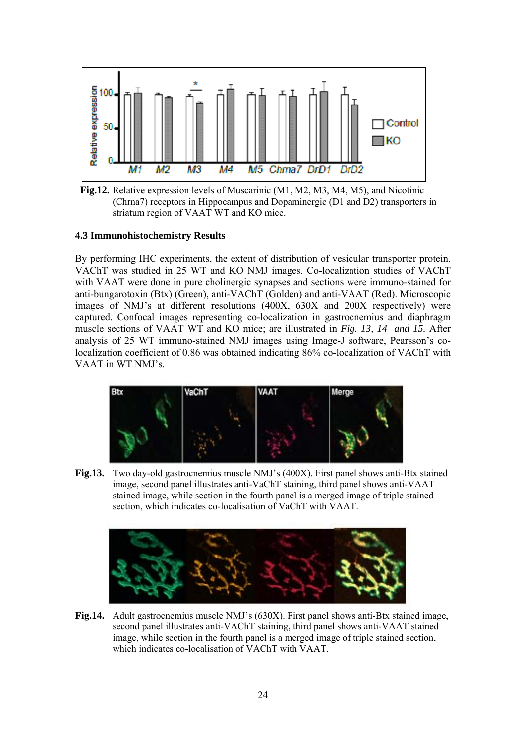**Fig.12.** Relative expression levels of Muscarinic (M1, M2, M3, M4, M5), and Nicotinic (Chrna7) receptors in Hippocampus and Dopaminergic (D1 and D2) transporters in striatum region of VAAT WT and KO mice.

### 4.3 Immunohistochemistry Results

By performing IHC experiments, the extent of distribution of vesicular transporter protein, VAChT was studied in 25 WT and KO NMJ images. Co-localization studies of VAChT with VAAT were done in pure cholinergic synapses and sections were immuno-stained for anti-bungarotoxin (Btx) (Green), anti-VAChT (Golden) and anti-VAAT (Red). Microscopic images of NMJ's at different resolutions (400X, 630X and 200X respectively) were captured. Confocal images representing co-localization in gastrocnemius and diaphragm muscle sections of VAAT WT and KO mice; are illustrated in *Fig. 13, 14 and 15.* After analysis of 25 WT immuno-stained NMJ images using Image-J software, Pearsson's co-localization coefficient of 0.86 was obtained indicating 86% co-localization of VAChT with VAAT in WT NMJ's.

**Fig.13.** Two day-old gastrocnemius muscle NMJ's (400X). First panel shows anti-Btx stained image, second panel illustrates anti-VaChT staining, third panel shows anti-VAAT stained image, while section in the fourth panel is a merged image of triple stained section, which indicates co-localisation of VaChT with VAAT.

**Fig.14.** Adult gastrocnemius muscle NMJ's (630X). First panel shows anti-Btx stained image, second panel illustrates anti-VAChT staining, third panel shows anti-VAAT stained image, while section in the fourth panel is a merged image of triple stained section, which indicates co-localisation of VAChT with VAAT.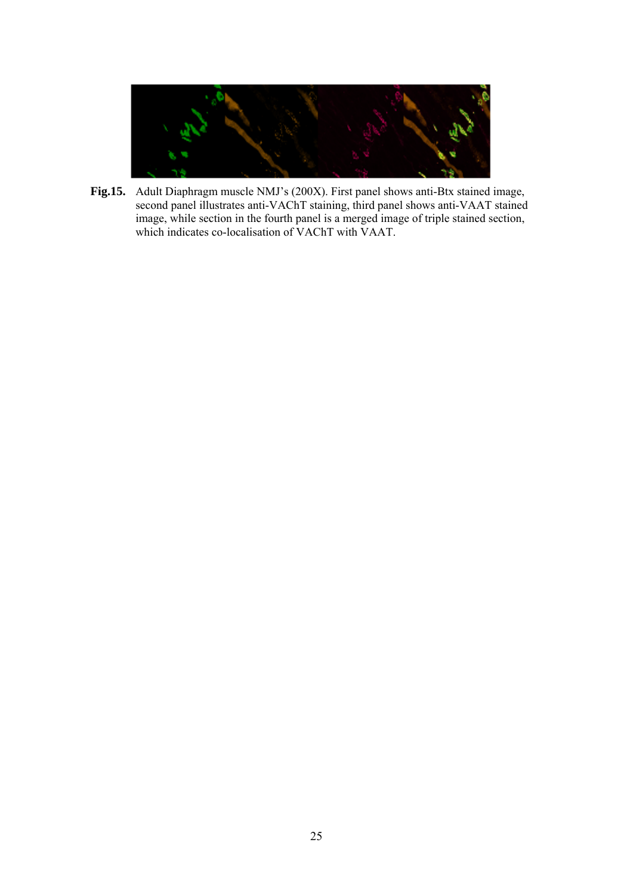**Fig.15.** Adult Diaphragm muscle NMJ's (200X). First panel shows anti-Btx stained image, second panel illustrates anti-VAChT staining, third panel shows anti-VAAT stained image, while section in the fourth panel is a merged image of triple stained section, which indicates co-localisation of VAChT with VAAT.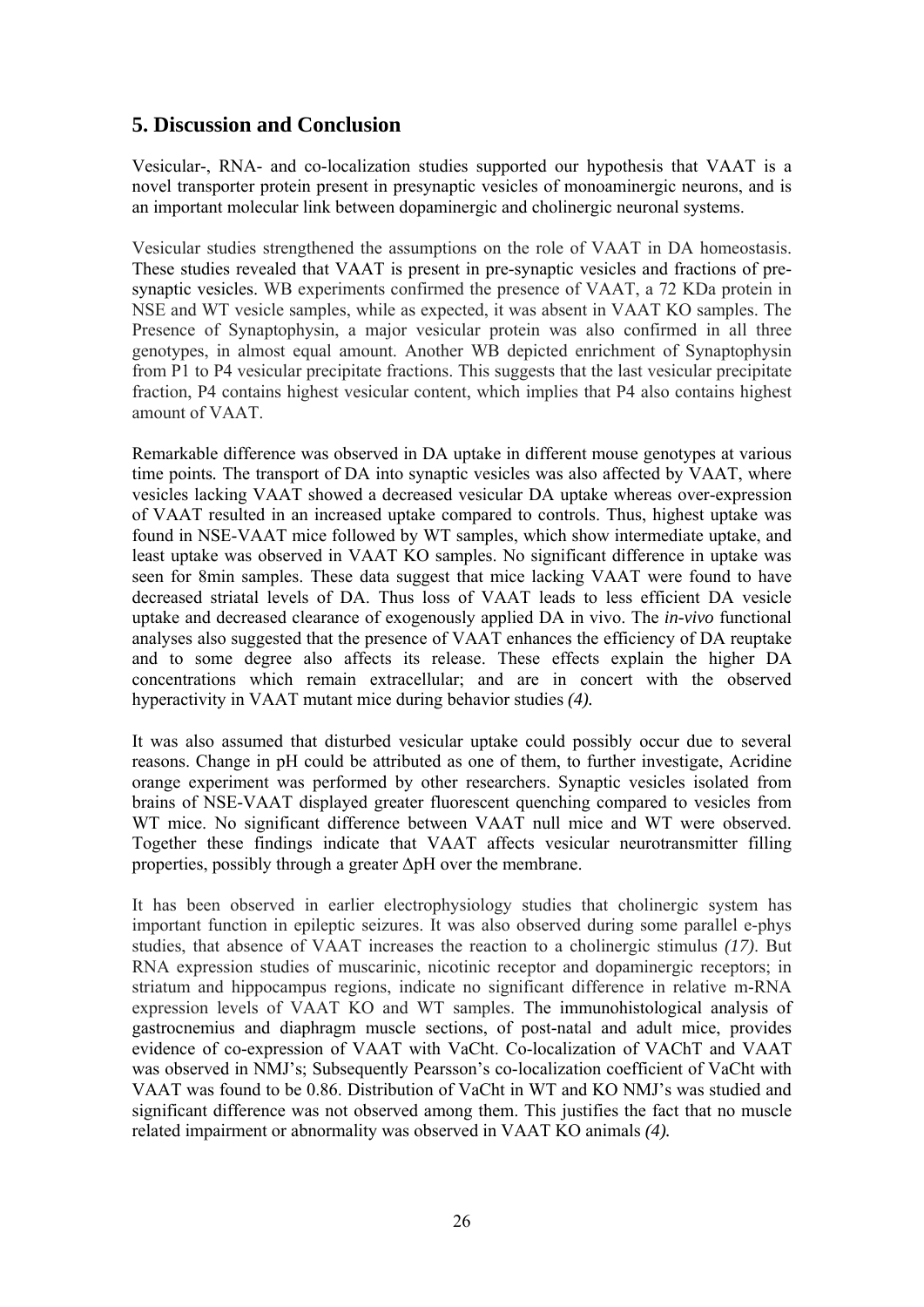## 5. Discussion and Conclusion

Vesicular-, RNA- and co-localization studies supported our hypothesis that VAAT is a novel transporter protein present in presynaptic vesicles of monoaminergic neurons, and is an important molecular link between dopaminergic and cholinergic neuronal systems.

Vesicular studies strengthened the assumptions on the role of VAAT in DA homeostasis. These studies revealed that VAAT is present in pre-synaptic vesicles and fractions of pre-synaptic vesicles. WB experiments confirmed the presence of VAAT, a 72 KDa protein in NSE and WT vesicle samples, while as expected, it was absent in VAAT KO samples. The Presence of Synaptophysin, a major vesicular protein was also confirmed in all three genotypes, in almost equal amount. Another WB depicted enrichment of Synaptophysin from P1 to P4 vesicular precipitate fractions. This suggests that the last vesicular precipitate fraction, P4 contains highest vesicular content, which implies that P4 also contains highest amount of VAAT.

Remarkable difference was observed in DA uptake in different mouse genotypes at various time points. The transport of DA into synaptic vesicles was also affected by VAAT, where vesicles lacking VAAT showed a decreased vesicular DA uptake whereas over-expression of VAAT resulted in an increased uptake compared to controls. Thus, highest uptake was found in NSE-VAAT mice followed by WT samples, which show intermediate uptake, and least uptake was observed in VAAT KO samples. No significant difference in uptake was seen for 8min samples. These data suggest that mice lacking VAAT were found to have decreased striatal levels of DA. Thus loss of VAAT leads to less efficient DA vesicle uptake and decreased clearance of exogenously applied DA in vivo. The *in-vivo* functional analyses also suggested that the presence of VAAT enhances the efficiency of DA reuptake and to some degree also affects its release. These effects explain the higher DA concentrations which remain extracellular; and are in concert with the observed hyperactivity in VAAT mutant mice during behavior studies *(4).*

It was also assumed that disturbed vesicular uptake could possibly occur due to several reasons. Change in pH could be attributed as one of them, to further investigate, Acridine orange experiment was performed by other researchers. Synaptic vesicles isolated from brains of NSE-VAAT displayed greater fluorescent quenching compared to vesicles from WT mice. No significant difference between VAAT null mice and WT were observed. Together these findings indicate that VAAT affects vesicular neurotransmitter filling properties, possibly through a greater $\Delta$pH over the membrane.

It has been observed in earlier electrophysiology studies that cholinergic system has important function in epileptic seizures. It was also observed during some parallel e-phys studies, that absence of VAAT increases the reaction to a cholinergic stimulus *(17)*. But RNA expression studies of muscarinic, nicotinic receptor and dopaminergic receptors; in striatum and hippocampus regions, indicate no significant difference in relative m-RNA expression levels of VAAT KO and WT samples. The immunohistological analysis of gastrocnemius and diaphragm muscle sections, of post-natal and adult mice, provides evidence of co-expression of VAAT with VaCht. Co-localization of VAChT and VAAT was observed in NMJ's; Subsequently Pearsson's co-localization coefficient of VaCht with VAAT was found to be 0.86. Distribution of VaCht in WT and KO NMJ's was studied and significant difference was not observed among them. This justifies the fact that no muscle related impairment or abnormality was observed in VAAT KO animals *(4).*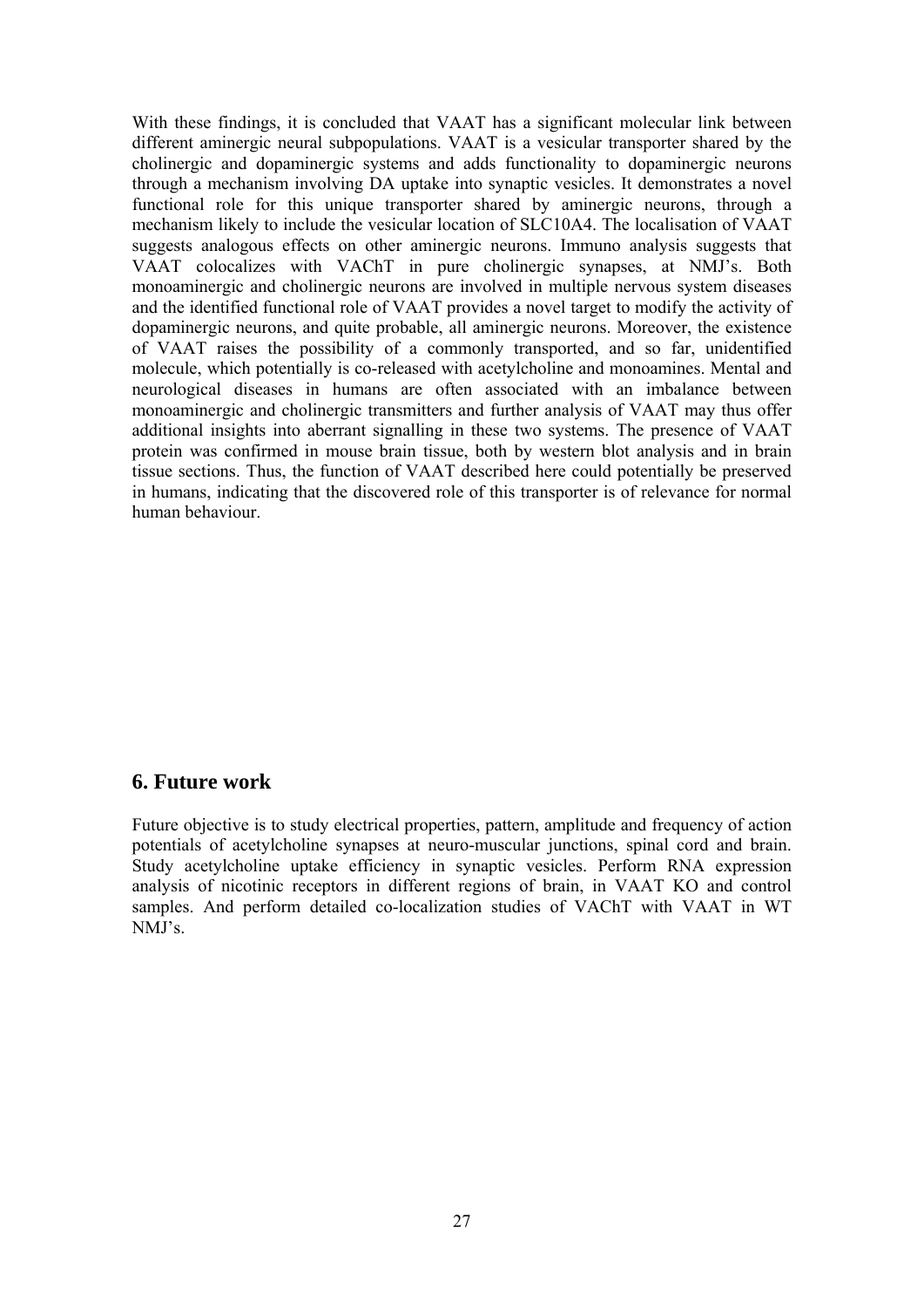With these findings, it is concluded that VAAT has a significant molecular link between different aminergic neural subpopulations. VAAT is a vesicular transporter shared by the cholinergic and dopaminergic systems and adds functionality to dopaminergic neurons through a mechanism involving DA uptake into synaptic vesicles. It demonstrates a novel functional role for this unique transporter shared by aminergic neurons, through a mechanism likely to include the vesicular location of SLC10A4. The localisation of VAAT suggests analogous effects on other aminergic neurons. Immuno analysis suggests that VAAT colocalizes with VAChT in pure cholinergic synapses, at NMJ's. Both monoaminergic and cholinergic neurons are involved in multiple nervous system diseases and the identified functional role of VAAT provides a novel target to modify the activity of dopaminergic neurons, and quite probable, all aminergic neurons. Moreover, the existence of VAAT raises the possibility of a commonly transported, and so far, unidentified molecule, which potentially is co-released with acetylcholine and monoamines. Mental and neurological diseases in humans are often associated with an imbalance between monoaminergic and cholinergic transmitters and further analysis of VAAT may thus offer additional insights into aberrant signalling in these two systems. The presence of VAAT protein was confirmed in mouse brain tissue, both by western blot analysis and in brain tissue sections. Thus, the function of VAAT described here could potentially be preserved in humans, indicating that the discovered role of this transporter is of relevance for normal human behaviour.

## 6. Future work

Future objective is to study electrical properties, pattern, amplitude and frequency of action potentials of acetylcholine synapses at neuro-muscular junctions, spinal cord and brain. Study acetylcholine uptake efficiency in synaptic vesicles. Perform RNA expression analysis of nicotinic receptors in different regions of brain, in VAAT KO and control samples. And perform detailed co-localization studies of VAChT with VAAT in WT NMJ's.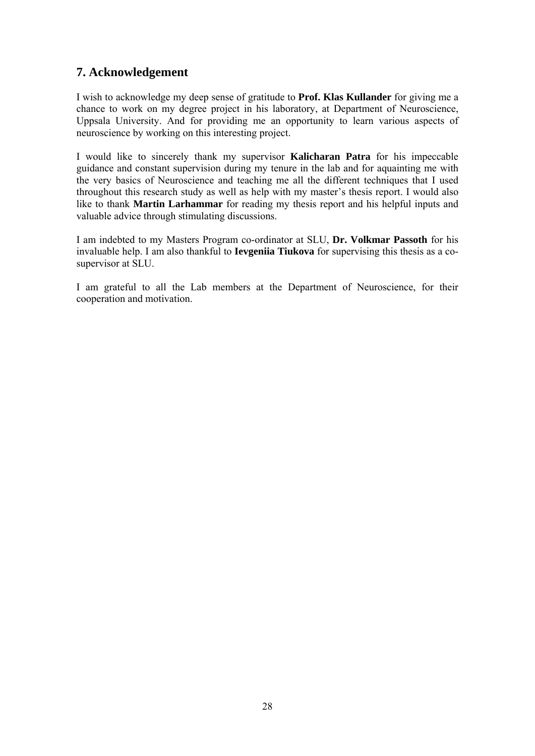## 7. Acknowledgement

I wish to acknowledge my deep sense of gratitude to **Prof. Klas Kullander** for giving me a chance to work on my degree project in his laboratory, at Department of Neuroscience, Uppsala University. And for providing me an opportunity to learn various aspects of neuroscience by working on this interesting project.

I would like to sincerely thank my supervisor **Kalicharan Patra** for his impeccable guidance and constant supervision during my tenure in the lab and for aquainting me with the very basics of Neuroscience and teaching me all the different techniques that I used throughout this research study as well as help with my master's thesis report. I would also like to thank **Martin Larhammar** for reading my thesis report and his helpful inputs and valuable advice through stimulating discussions.

I am indebted to my Masters Program co-ordinator at SLU, **Dr. Volkmar Passoth** for his invaluable help. I am also thankful to **Ievgeniia Tiukova** for supervising this thesis as a co-supervisor at SLU.

I am grateful to all the Lab members at the Department of Neuroscience, for their cooperation and motivation.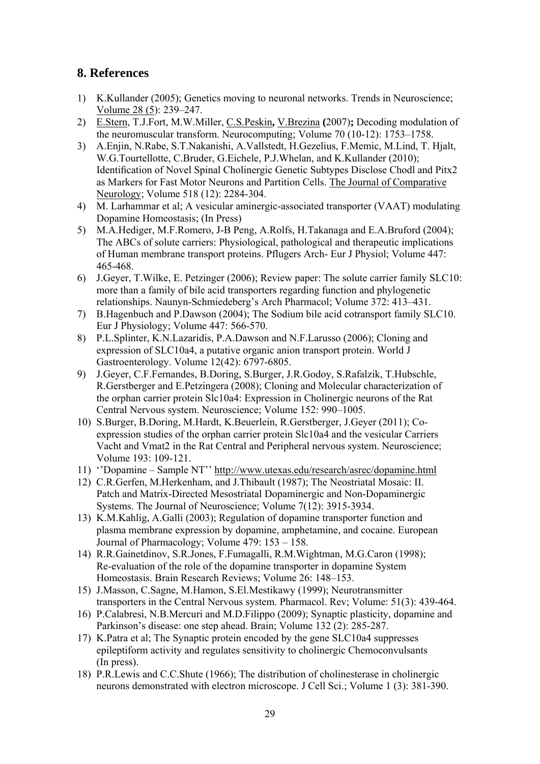## 8. References

1) K.Kullander (2005); Genetics moving to neuronal networks. Trends in Neuroscience; Volume 28 (5): 239–247.
2) E.Stern, T.J.Fort, M.W.Miller, C.S.Peskin**,** V.Brezina **(**2007)**;** Decoding modulation of the neuromuscular transform. Neurocomputing; Volume 70 (10-12): 1753–1758.
3) A.Enjin, N.Rabe, S.T.Nakanishi, A.Vallstedt, H.Gezelius, F.Memic, M.Lind, T. Hjalt, W.G.Tourtellotte, C.Bruder, G.Eichele, P.J.Whelan, and K.Kullander (2010); Identification of Novel Spinal Cholinergic Genetic Subtypes Disclose Chodl and Pitx2 as Markers for Fast Motor Neurons and Partition Cells. The Journal of Comparative Neurology; Volume 518 (12): 2284-304.
4) M. Larhammar et al; A vesicular aminergic-associated transporter (VAAT) modulating Dopamine Homeostasis; (In Press)
5) M.A.Hediger, M.F.Romero, J-B Peng, A.Rolfs, H.Takanaga and E.A.Bruford (2004); The ABCs of solute carriers: Physiological, pathological and therapeutic implications of Human membrane transport proteins. Pflugers Arch- Eur J Physiol; Volume 447: 465-468.
6) J.Geyer, T.Wilke, E. Petzinger (2006); Review paper: The solute carrier family SLC10: more than a family of bile acid transporters regarding function and phylogenetic relationships. Naunyn-Schmiedeberg's Arch Pharmacol; Volume 372: 413–431.
7) B.Hagenbuch and P.Dawson (2004); The Sodium bile acid cotransport family SLC10. Eur J Physiology; Volume 447: 566-570.
8) P.L.Splinter, K.N.Lazaridis, P.A.Dawson and N.F.Larusso (2006); Cloning and expression of SLC10a4, a putative organic anion transport protein. World J Gastroenterology. Volume 12(42): 6797-6805.
9) J.Geyer, C.F.Fernandes, B.Doring, S.Burger, J.R.Godoy, S.Rafalzik, T.Hubschle, R.Gerstberger and E.Petzingera (2008); Cloning and Molecular characterization of the orphan carrier protein Slc10a4: Expression in Cholinergic neurons of the Rat Central Nervous system. Neuroscience; Volume 152: 990–1005.
10) S.Burger, B.Doring, M.Hardt, K.Beuerlein, R.Gerstberger, J.Geyer (2011); Co-expression studies of the orphan carrier protein Slc10a4 and the vesicular Carriers Vacht and Vmat2 in the Rat Central and Peripheral nervous system. Neuroscience; Volume 193: 109-121.
11) ''Dopamine – Sample NT'' http://www.utexas.edu/research/asrec/dopamine.html
12) C.R.Gerfen, M.Herkenham, and J.Thibault (1987); The Neostriatal Mosaic: II. Patch and Matrix-Directed Mesostriatal Dopaminergic and Non-Dopaminergic Systems. The Journal of Neuroscience; Volume 7(12): 3915-3934.
13) K.M.Kahlig, A.Galli (2003); Regulation of dopamine transporter function and plasma membrane expression by dopamine, amphetamine, and cocaine. European Journal of Pharmacology; Volume 479: 153 – 158.
14) R.R.Gainetdinov, S.R.Jones, F.Fumagalli, R.M.Wightman, M.G.Caron (1998); Re-evaluation of the role of the dopamine transporter in dopamine System Homeostasis. Brain Research Reviews; Volume 26: 148–153.
15) J.Masson, C.Sagne, M.Hamon, S.El.Mestikawy (1999); Neurotransmitter transporters in the Central Nervous system. Pharmacol. Rev; Volume: 51(3): 439-464.
16) P.Calabresi, N.B.Mercuri and M.D.Filippo (2009); Synaptic plasticity, dopamine and Parkinson's disease: one step ahead. Brain; Volume 132 (2): 285-287.
17) K.Patra et al; The Synaptic protein encoded by the gene SLC10a4 suppresses epileptiform activity and regulates sensitivity to cholinergic Chemoconvulsants (In press).
18) P.R.Lewis and C.C.Shute (1966); The distribution of cholinesterase in cholinergic neurons demonstrated with electron microscope. J Cell Sci.; Volume 1 (3): 381-390.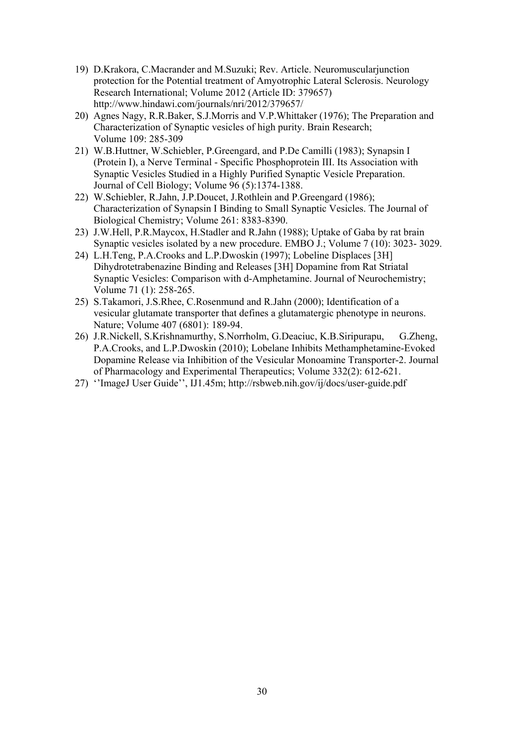19) D.Krakora, C.Macrander and M.Suzuki; Rev. Article. Neuromuscularjunction protection for the Potential treatment of Amyotrophic Lateral Sclerosis. Neurology Research International; Volume 2012 (Article ID: 379657) http://www.hindawi.com/journals/nri/2012/379657/
20) Agnes Nagy, R.R.Baker, S.J.Morris and V.P.Whittaker (1976); The Preparation and Characterization of Synaptic vesicles of high purity. Brain Research; Volume 109: 285-309
21) W.B.Huttner, W.Schiebler, P.Greengard, and P.De Camilli (1983); Synapsin I (Protein I), a Nerve Terminal - Specific Phosphoprotein III. Its Association with Synaptic Vesicles Studied in a Highly Purified Synaptic Vesicle Preparation. Journal of Cell Biology; Volume 96 (5):1374-1388.
22) W.Schiebler, R.Jahn, J.P.Doucet, J.Rothlein and P.Greengard (1986); Characterization of Synapsin I Binding to Small Synaptic Vesicles. The Journal of Biological Chemistry; Volume 261: 8383-8390.
23) J.W.Hell, P.R.Maycox, H.Stadler and R.Jahn (1988); Uptake of Gaba by rat brain Synaptic vesicles isolated by a new procedure. EMBO J.; Volume 7 (10): 3023- 3029.
24) L.H.Teng, P.A.Crooks and L.P.Dwoskin (1997); Lobeline Displaces [3H] Dihydrotetrabenazine Binding and Releases [3H] Dopamine from Rat Striatal Synaptic Vesicles: Comparison with d-Amphetamine. Journal of Neurochemistry; Volume 71 (1): 258-265.
25) S.Takamori, J.S.Rhee, C.Rosenmund and R.Jahn (2000); Identification of a vesicular glutamate transporter that defines a glutamatergic phenotype in neurons. Nature; Volume 407 (6801): 189-94.
26) J.R.Nickell, S.Krishnamurthy, S.Norrholm, G.Deaciuc, K.B.Siripurapu, G.Zheng, P.A.Crooks, and L.P.Dwoskin (2010); Lobelane Inhibits Methamphetamine-Evoked Dopamine Release via Inhibition of the Vesicular Monoamine Transporter-2. Journal of Pharmacology and Experimental Therapeutics; Volume 332(2): 612-621.
27) ''ImageJ User Guide'', IJ1.45m; http://rsbweb.nih.gov/ij/docs/user-guide.pdf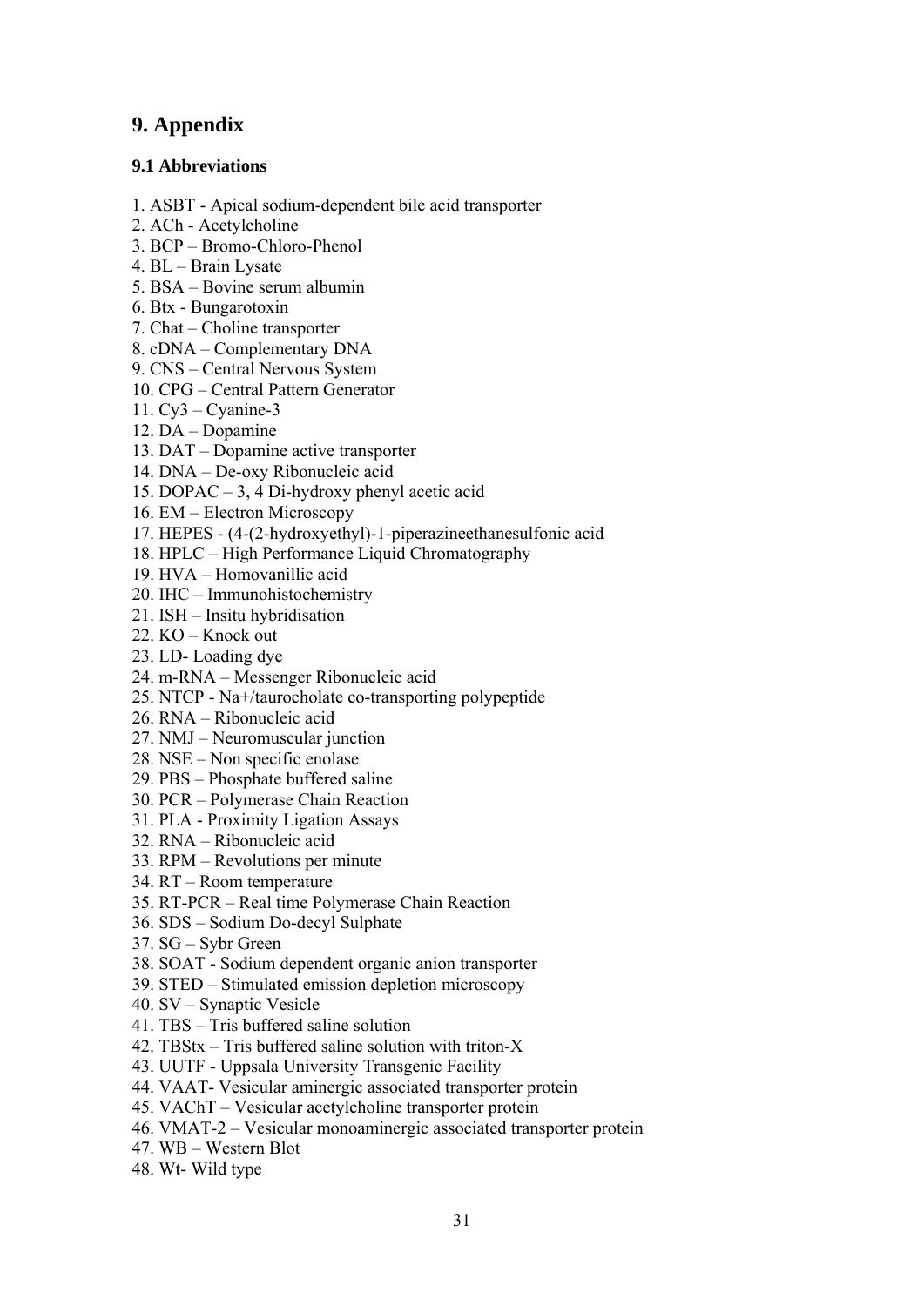# 9. Appendix

## 9.1 Abbreviations

1. ASBT - Apical sodium-dependent bile acid transporter
2. ACh - Acetylcholine
3. BCP – Bromo-Chloro-Phenol
4. BL – Brain Lysate
5. BSA – Bovine serum albumin
6. Btx - Bungarotoxin
7. Chat – Choline transporter
8. cDNA – Complementary DNA
9. CNS – Central Nervous System
10. CPG – Central Pattern Generator
11. Cy3 – Cyanine-3
12. DA – Dopamine
13. DAT – Dopamine active transporter
14. DNA – De-oxy Ribonucleic acid
15. DOPAC – 3, 4 Di-hydroxy phenyl acetic acid
16. EM – Electron Microscopy
17. HEPES - (4-(2-hydroxyethyl)-1-piperazineethanesulfonic acid
18. HPLC – High Performance Liquid Chromatography
19. HVA – Homovanillic acid
20. IHC – Immunohistochemistry
21. ISH – Insitu hybridisation
22. KO – Knock out
23. LD- Loading dye
24. m-RNA – Messenger Ribonucleic acid
25. NTCP - Na+/taurocholate co-transporting polypeptide
26. RNA – Ribonucleic acid
27. NMJ – Neuromuscular junction
28. NSE – Non specific enolase
29. PBS – Phosphate buffered saline
30. PCR – Polymerase Chain Reaction
31. PLA - Proximity Ligation Assays
32. RNA – Ribonucleic acid
33. RPM – Revolutions per minute
34. RT – Room temperature
35. RT-PCR – Real time Polymerase Chain Reaction
36. SDS – Sodium Do-decyl Sulphate
37. SG – Sybr Green
38. SOAT - Sodium dependent organic anion transporter
39. STED – Stimulated emission depletion microscopy
40. SV – Synaptic Vesicle
41. TBS – Tris buffered saline solution
42. TBStx – Tris buffered saline solution with triton-X
43. UUTF - Uppsala University Transgenic Facility
44. VAAT- Vesicular aminergic associated transporter protein
45. VAChT – Vesicular acetylcholine transporter protein
46. VMAT-2 – Vesicular monoaminergic associated transporter protein
47. WB – Western Blot
48. Wt- Wild type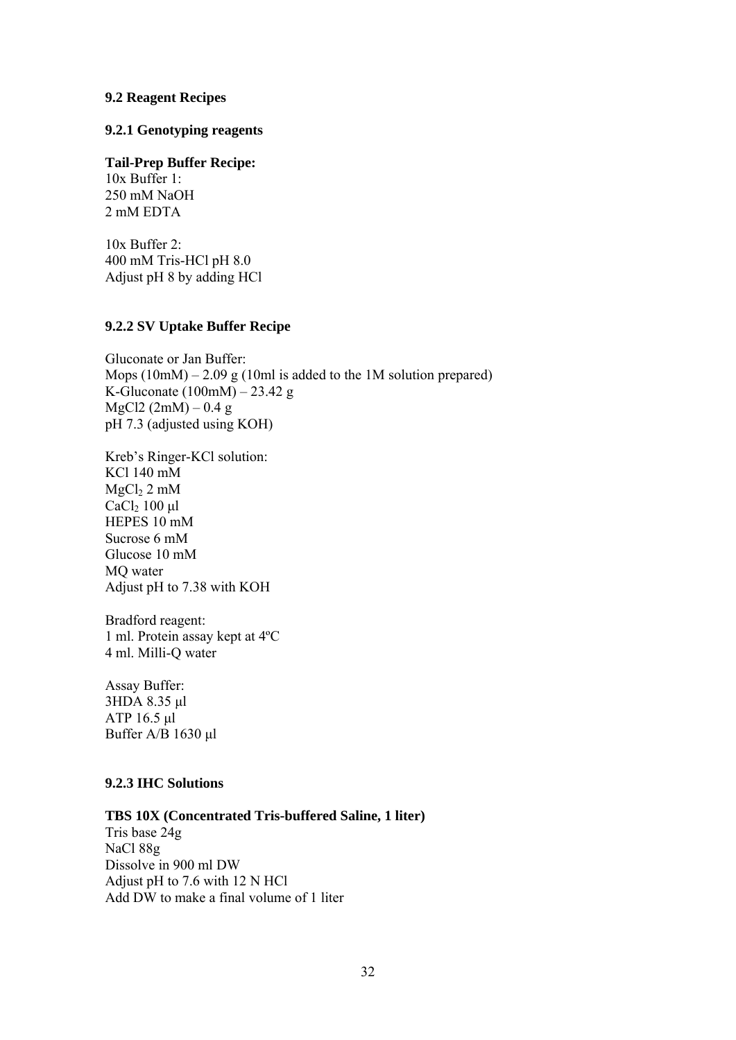## 9.2 Reagent Recipes

### 9.2.1 Genotyping reagents

**Tail-Prep Buffer Recipe:**
10x Buffer 1:
250 mM NaOH
2 mM EDTA

10x Buffer 2:
400 mM Tris-HCl pH 8.0
Adjust pH 8 by adding HCl

### 9.2.2 SV Uptake Buffer Recipe

Gluconate or Jan Buffer:
Mops (10mM) – 2.09 g (10ml is added to the 1M solution prepared)
K-Gluconate (100mM) – 23.42 g
MgCl2 (2mM) – 0.4 g
pH 7.3 (adjusted using KOH)

Kreb's Ringer-KCl solution:
KCl 140 mM
$MgCl_2$ 2 mM
$CaCl_2$ 100 μl
HEPES 10 mM
Sucrose 6 mM
Glucose 10 mM
MQ water
Adjust pH to 7.38 with KOH

Bradford reagent:
1 ml. Protein assay kept at 4ºC
4 ml. Milli-Q water

Assay Buffer:
3HDA 8.35 μl
ATP 16.5 μl
Buffer A/B 1630 μl

### 9.2.3 IHC Solutions

**TBS 10X (Concentrated Tris-buffered Saline, 1 liter)**
Tris base 24g
NaCl 88g
Dissolve in 900 ml DW
Adjust pH to 7.6 with 12 N HCl
Add DW to make a final volume of 1 liter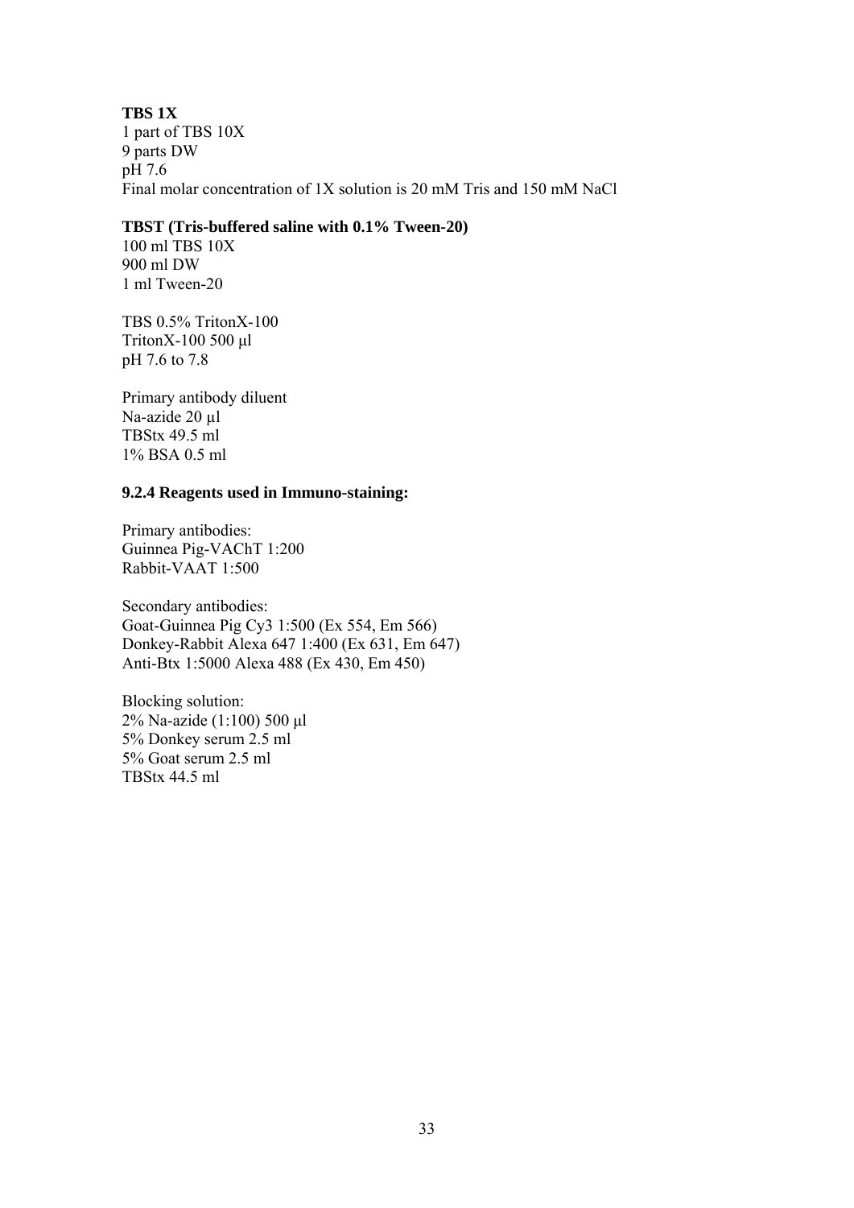**TBS 1X**
1 part of TBS 10X
9 parts DW
pH 7.6
Final molar concentration of 1X solution is 20 mM Tris and 150 mM NaCl

**TBST (Tris-buffered saline with 0.1% Tween-20)**
100 ml TBS 10X
900 ml DW
1 ml Tween-20

TBS 0.5% TritonX-100
TritonX-100 500 µl
pH 7.6 to 7.8

Primary antibody diluent
Na-azide 20 µl
TBStx 49.5 ml
1% BSA 0.5 ml

**9.2.4 Reagents used in Immuno-staining:**

Primary antibodies:
Guinnea Pig-VAChT 1:200
Rabbit-VAAT 1:500

Secondary antibodies:
Goat-Guinnea Pig Cy3 1:500 (Ex 554, Em 566)
Donkey-Rabbit Alexa 647 1:400 (Ex 631, Em 647)
Anti-Btx 1:5000 Alexa 488 (Ex 430, Em 450)

Blocking solution:
2% Na-azide (1:100) 500 µl
5% Donkey serum 2.5 ml
5% Goat serum 2.5 ml
TBStx 44.5 ml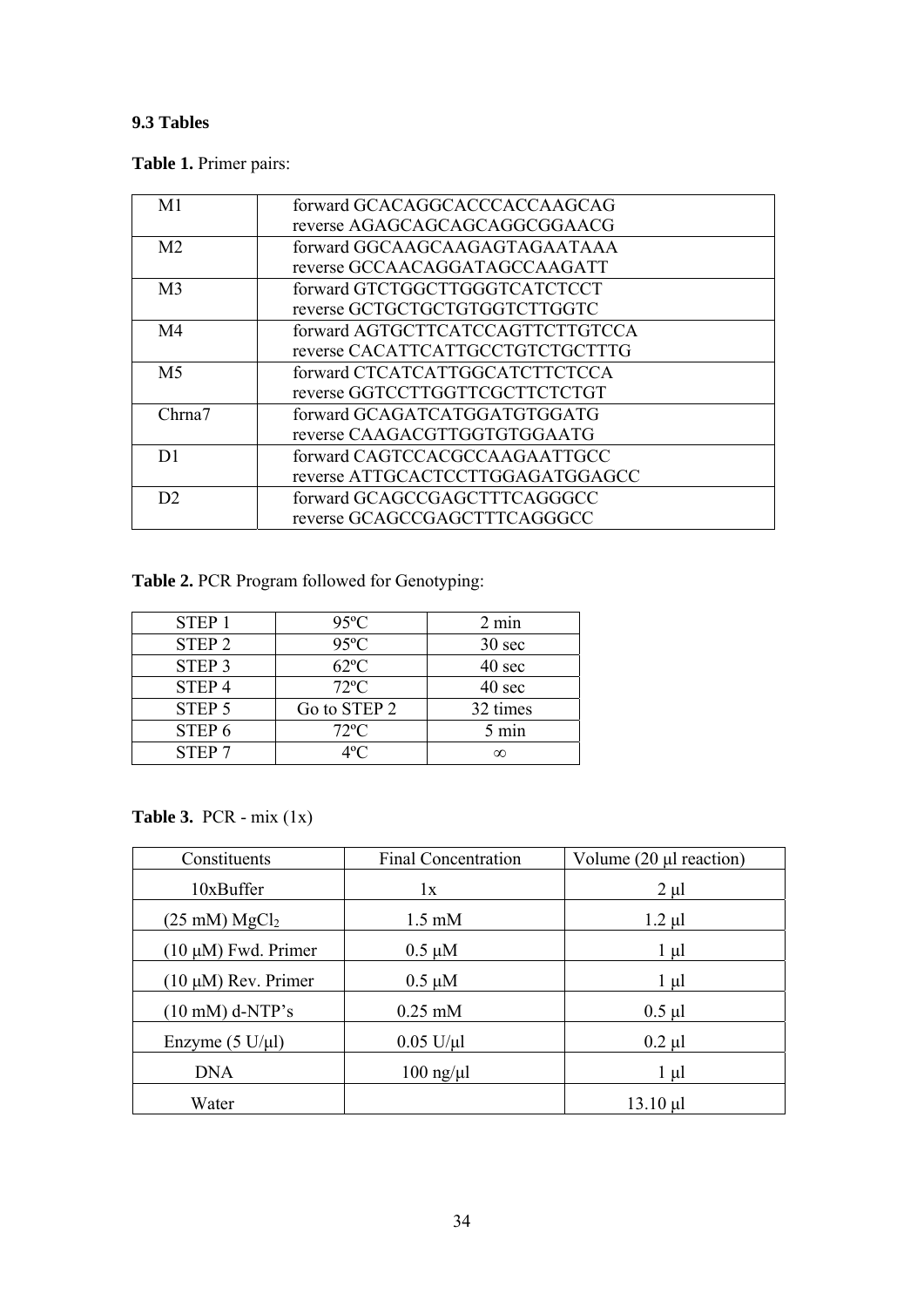### 9.3 Tables

**Table 1.** Primer pairs:

| | |
|---|---|
| M1 | forward GCACAGGCACCCACCAAGCAG<br>reverse AGAGCAGCAGCAGGCGGAACG |
| M2 | forward GGCAAGCAAGAGTAGAATAAA<br>reverse GCCAACAGGATAGCCAAGATT |
| M3 | forward GTCTGGCTTGGGTCATCTCCT<br>reverse GCTGCTGCTGTGGTCTTGGTC |
| M4 | forward AGTGCTTCATCCAGTTCTTGTCCA<br>reverse CACATTCATTGCCTGTCTGCTTTG |
| M5 | forward CTCATCATTGGCATCTTCTCCA<br>reverse GGTCCTTGGTTCGCTTCTCTGT |
| Chrna7 | forward GCAGATCATGGATGTGGATG<br>reverse CAAGACGTTGGTGTGGAATG |
| D1 | forward CAGTCCACGCCAAGAATTGCC<br>reverse ATTGCACTCCTTGGAGATGGAGCC |
| D2 | forward GCAGCCGAGCTTTCAGGGCC<br>reverse GCAGCCGAGCTTTCAGGGCC |

**Table 2.** PCR Program followed for Genotyping:

| | | |
|---|---|---|
| STEP 1 | 95ºC | 2 min |
| STEP 2 | 95ºC | 30 sec |
| STEP 3 | 62ºC | 40 sec |
| STEP 4 | 72ºC | 40 sec |
| STEP 5 | Go to STEP 2 | 32 times |
| STEP 6 | 72ºC | 5 min |
| STEP 7 | 4ºC | ∞ |

**Table 3.** PCR - mix (1x)

| Constituents | Final Concentration | Volume (20 µl reaction) |
|---|---|---|
| 10xBuffer | 1x | 2 µl |
| (25 mM) $MgCl_2$ | 1.5 mM | 1.2 µl |
| (10 µM) Fwd. Primer | 0.5 µM | 1 µl |
| (10 µM) Rev. Primer | 0.5 µM | 1 µl |
| (10 mM) d-NTP's | 0.25 mM | 0.5 µl |
| Enzyme (5 U/µl) | 0.05 U/µl | 0.2 µl |
| DNA | 100 ng/µl | 1 µl |
| Water | | 13.10 µl |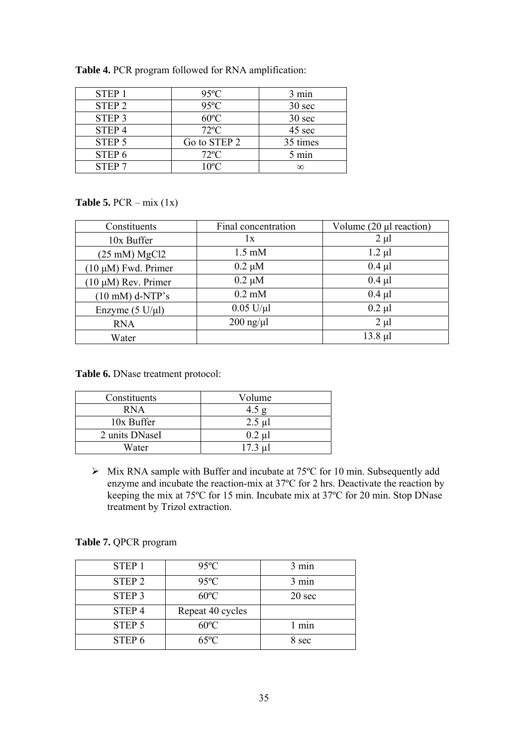**Table 4.** PCR program followed for RNA amplification:

| | | |
|---|---|---|
| STEP 1 | 95ºC | 3 min |
| STEP 2 | 95ºC | 30 sec |
| STEP 3 | 60ºC | 30 sec |
| STEP 4 | 72ºC | 45 sec |
| STEP 5 | Go to STEP 2 | 35 times |
| STEP 6 | 72ºC | 5 min |
| STEP 7 | 10ºC | ∞ |

**Table 5.** PCR – mix (1x)

| Constituents | Final concentration | Volume (20 µl reaction) |
|---|---|---|
| 10x Buffer | 1x | 2 µl |
| (25 mM) $MgCl_2$ | 1.5 mM | 1.2 µl |
| (10 µM) Fwd. Primer | 0.2 µM | 0.4 µl |
| (10 µM) Rev. Primer | 0.2 µM | 0.4 µl |
| (10 mM) d-NTP's | 0.2 mM | 0.4 µl |
| Enzyme (5 U/µl) | 0.05 U/µl | 0.2 µl |
| RNA | 200 ng/µl | 2 µl |
| Water | | 13.8 µl |

**Table 6.** DNase treatment protocol:

| Constituents | Volume |
|---|---|
| RNA | 4.5 g |
| 10x Buffer | 2.5 µl |
| 2 units DNaseI | 0.2 µl |
| Water | 17.3 µl |

- Mix RNA sample with Buffer and incubate at 75ºC for 10 min. Subsequently add enzyme and incubate the reaction-mix at 37ºC for 2 hrs. Deactivate the reaction by keeping the mix at 75ºC for 15 min. Incubate mix at 37ºC for 20 min. Stop DNase treatment by Trizol extraction.

**Table 7.** QPCR program

| | | |
|---|---|---|
| STEP 1 | 95ºC | 3 min |
| STEP 2 | 95ºC | 3 min |
| STEP 3 | 60ºC | 20 sec |
| STEP 4 | Repeat 40 cycles | |
| STEP 5 | 60ºC | 1 min |
| STEP 6 | 65ºC | 8 sec |